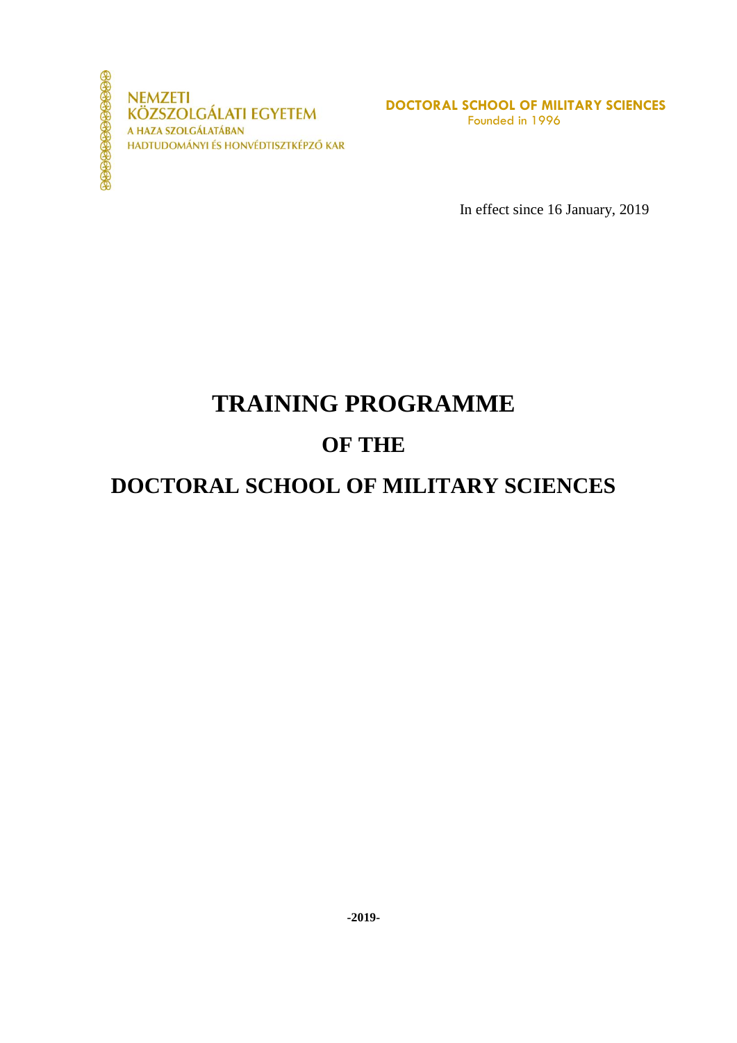NEMZETI
KÖZSZOLGÁLATI EGYETEM
A HAZA SZOLGÁLATÁBAN
HADTUDOMÁNYI ÉS HONVÉDTISZTKÉPZŐ KAR

**DOCTORAL SCHOOL OF MILITARY SCIENCES**
Founded in 1996

In effect since 16 January, 2019

# TRAINING PROGRAMME

# OF THE

# DOCTORAL SCHOOL OF MILITARY SCIENCES

**-2019-**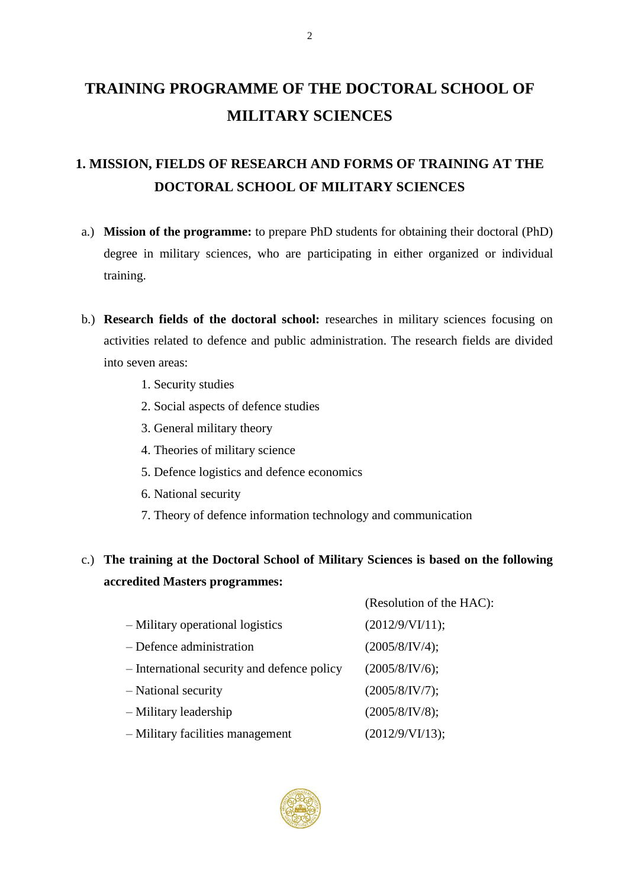# TRAINING PROGRAMME OF THE DOCTORAL SCHOOL OF MILITARY SCIENCES

## 1. MISSION, FIELDS OF RESEARCH AND FORMS OF TRAINING AT THE DOCTORAL SCHOOL OF MILITARY SCIENCES

a.) **Mission of the programme:** to prepare PhD students for obtaining their doctoral (PhD) degree in military sciences, who are participating in either organized or individual training.

b.) **Research fields of the doctoral school:** researches in military sciences focusing on activities related to defence and public administration. The research fields are divided into seven areas:

1. Security studies
2. Social aspects of defence studies
3. General military theory
4. Theories of military science
5. Defence logistics and defence economics
6. National security
7. Theory of defence information technology and communication

c.) **The training at the Doctoral School of Military Sciences is based on the following accredited Masters programmes:**

| | (Resolution of the HAC): |
|---|---|
| – Military operational logistics | (2012/9/VI/11); |
| – Defence administration | (2005/8/IV/4); |
| – International security and defence policy | (2005/8/IV/6); |
| – National security | (2005/8/IV/7); |
| – Military leadership | (2005/8/IV/8); |
| – Military facilities management | (2012/9/VI/13); |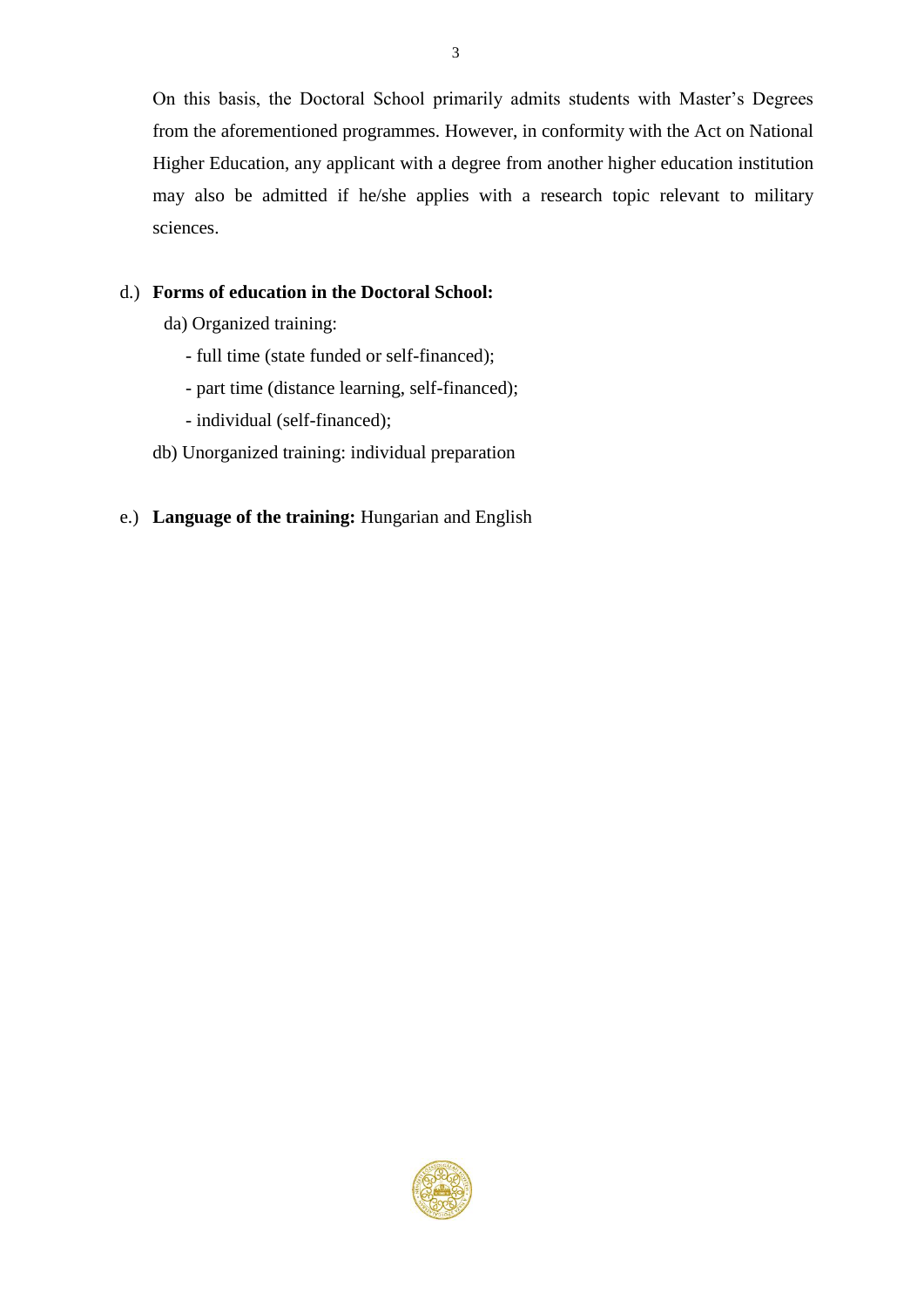On this basis, the Doctoral School primarily admits students with Master's Degrees from the aforementioned programmes. However, in conformity with the Act on National Higher Education, any applicant with a degree from another higher education institution may also be admitted if he/she applies with a research topic relevant to military sciences.

d.) **Forms of education in the Doctoral School:**

da) Organized training:

- full time (state funded or self-financed);
- part time (distance learning, self-financed);
- individual (self-financed);

db) Unorganized training: individual preparation

e.) **Language of the training:** Hungarian and English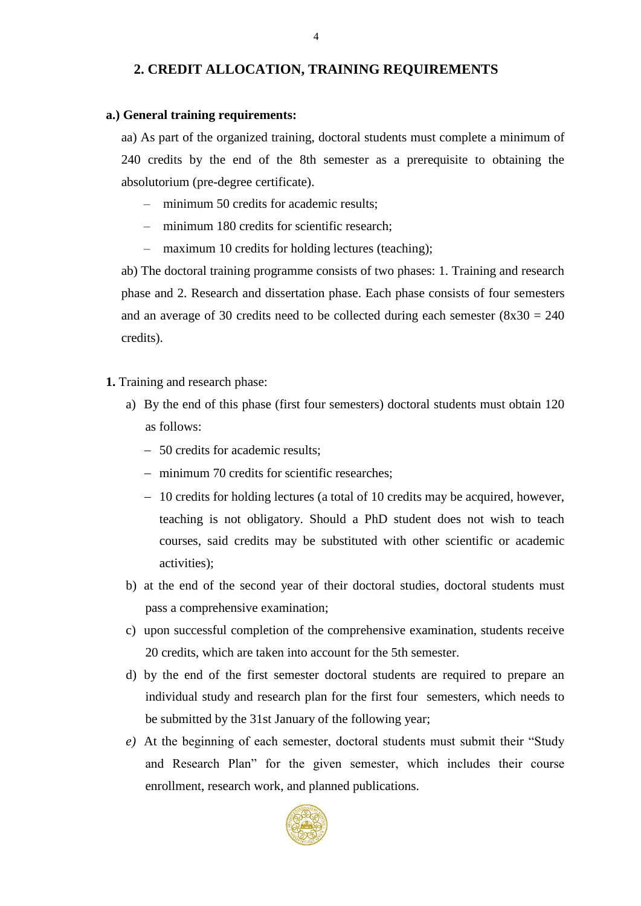## 2. CREDIT ALLOCATION, TRAINING REQUIREMENTS

**a.) General training requirements:**

aa) As part of the organized training, doctoral students must complete a minimum of 240 credits by the end of the 8th semester as a prerequisite to obtaining the absolutorium (pre-degree certificate).

- minimum 50 credits for academic results;
- minimum 180 credits for scientific research;
- maximum 10 credits for holding lectures (teaching);

ab) The doctoral training programme consists of two phases: 1. Training and research phase and 2. Research and dissertation phase. Each phase consists of four semesters and an average of 30 credits need to be collected during each semester (8x30 = 240 credits).

**1.** Training and research phase:

a) By the end of this phase (first four semesters) doctoral students must obtain 120 as follows:
   - 50 credits for academic results;
   - minimum 70 credits for scientific researches;
   - 10 credits for holding lectures (a total of 10 credits may be acquired, however, teaching is not obligatory. Should a PhD student does not wish to teach courses, said credits may be substituted with other scientific or academic activities);

b) at the end of the second year of their doctoral studies, doctoral students must pass a comprehensive examination;

c) upon successful completion of the comprehensive examination, students receive 20 credits, which are taken into account for the 5th semester.

d) by the end of the first semester doctoral students are required to prepare an individual study and research plan for the first four semesters, which needs to be submitted by the 31st January of the following year;

*e)* At the beginning of each semester, doctoral students must submit their "Study and Research Plan" for the given semester, which includes their course enrollment, research work, and planned publications.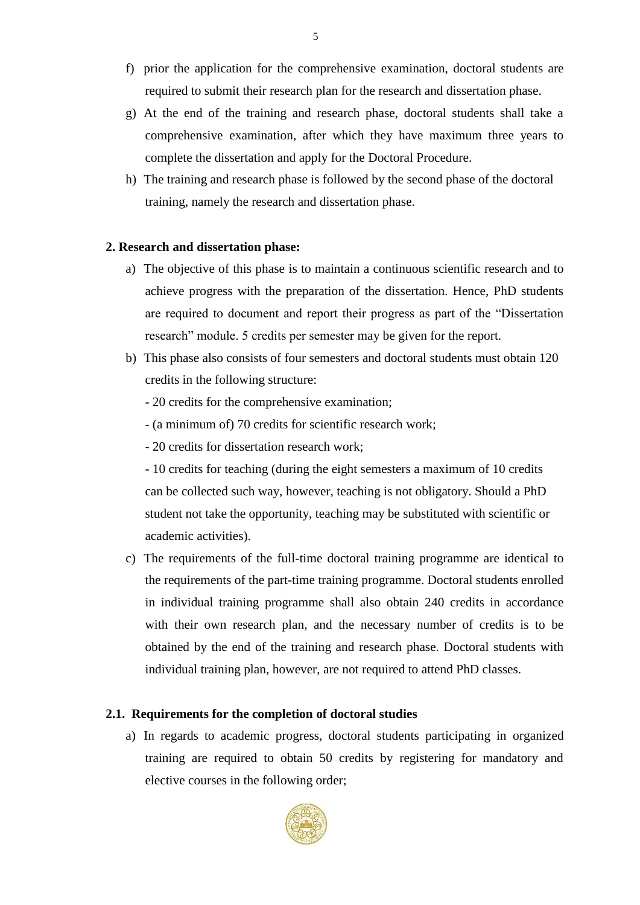f) prior the application for the comprehensive examination, doctoral students are required to submit their research plan for the research and dissertation phase.

g) At the end of the training and research phase, doctoral students shall take a comprehensive examination, after which they have maximum three years to complete the dissertation and apply for the Doctoral Procedure.

h) The training and research phase is followed by the second phase of the doctoral training, namely the research and dissertation phase.

**2. Research and dissertation phase:**

a) The objective of this phase is to maintain a continuous scientific research and to achieve progress with the preparation of the dissertation. Hence, PhD students are required to document and report their progress as part of the “Dissertation research” module. 5 credits per semester may be given for the report.

b) This phase also consists of four semesters and doctoral students must obtain 120 credits in the following structure:

- 20 credits for the comprehensive examination;
- (a minimum of) 70 credits for scientific research work;
- 20 credits for dissertation research work;
- 10 credits for teaching (during the eight semesters a maximum of 10 credits can be collected such way, however, teaching is not obligatory. Should a PhD student not take the opportunity, teaching may be substituted with scientific or academic activities).

c) The requirements of the full-time doctoral training programme are identical to the requirements of the part-time training programme. Doctoral students enrolled in individual training programme shall also obtain 240 credits in accordance with their own research plan, and the necessary number of credits is to be obtained by the end of the training and research phase. Doctoral students with individual training plan, however, are not required to attend PhD classes.

**2.1. Requirements for the completion of doctoral studies**

a) In regards to academic progress, doctoral students participating in organized training are required to obtain 50 credits by registering for mandatory and elective courses in the following order;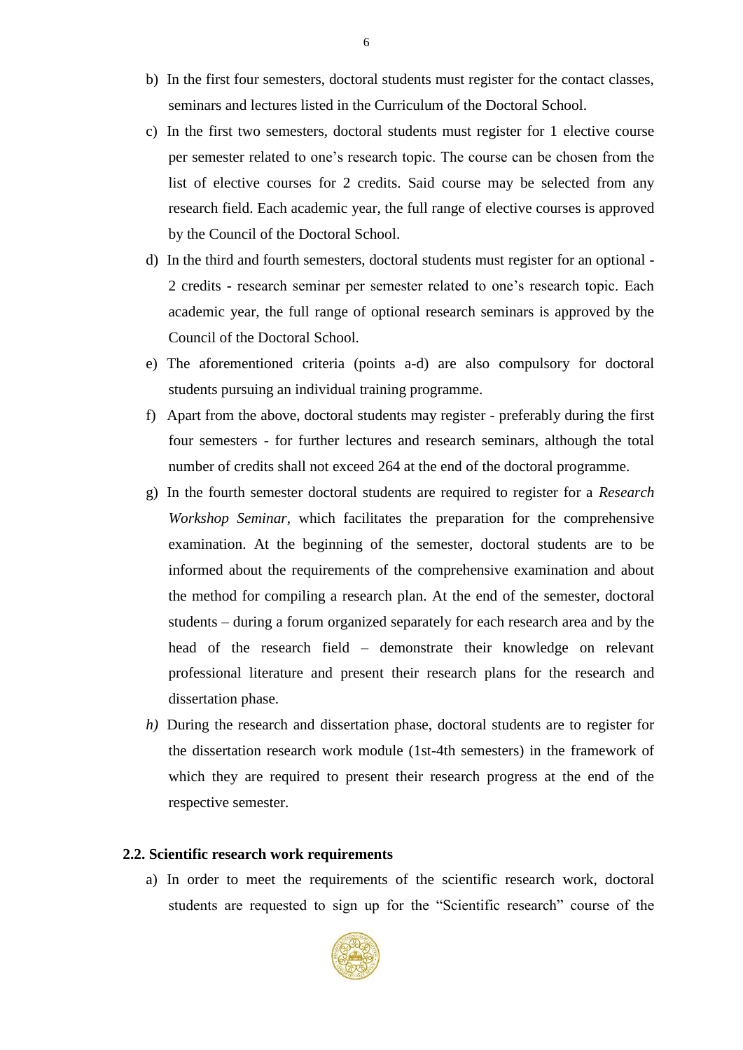b) In the first four semesters, doctoral students must register for the contact classes, seminars and lectures listed in the Curriculum of the Doctoral School.

c) In the first two semesters, doctoral students must register for 1 elective course per semester related to one's research topic. The course can be chosen from the list of elective courses for 2 credits. Said course may be selected from any research field. Each academic year, the full range of elective courses is approved by the Council of the Doctoral School.

d) In the third and fourth semesters, doctoral students must register for an optional - 2 credits - research seminar per semester related to one's research topic. Each academic year, the full range of optional research seminars is approved by the Council of the Doctoral School.

e) The aforementioned criteria (points a-d) are also compulsory for doctoral students pursuing an individual training programme.

f) Apart from the above, doctoral students may register - preferably during the first four semesters - for further lectures and research seminars, although the total number of credits shall not exceed 264 at the end of the doctoral programme.

g) In the fourth semester doctoral students are required to register for a *Research Workshop Seminar*, which facilitates the preparation for the comprehensive examination. At the beginning of the semester, doctoral students are to be informed about the requirements of the comprehensive examination and about the method for compiling a research plan. At the end of the semester, doctoral students – during a forum organized separately for each research area and by the head of the research field – demonstrate their knowledge on relevant professional literature and present their research plans for the research and dissertation phase.

*h)* During the research and dissertation phase, doctoral students are to register for the dissertation research work module (1st-4th semesters) in the framework of which they are required to present their research progress at the end of the respective semester.

### 2.2. Scientific research work requirements

a) In order to meet the requirements of the scientific research work, doctoral students are requested to sign up for the "Scientific research" course of the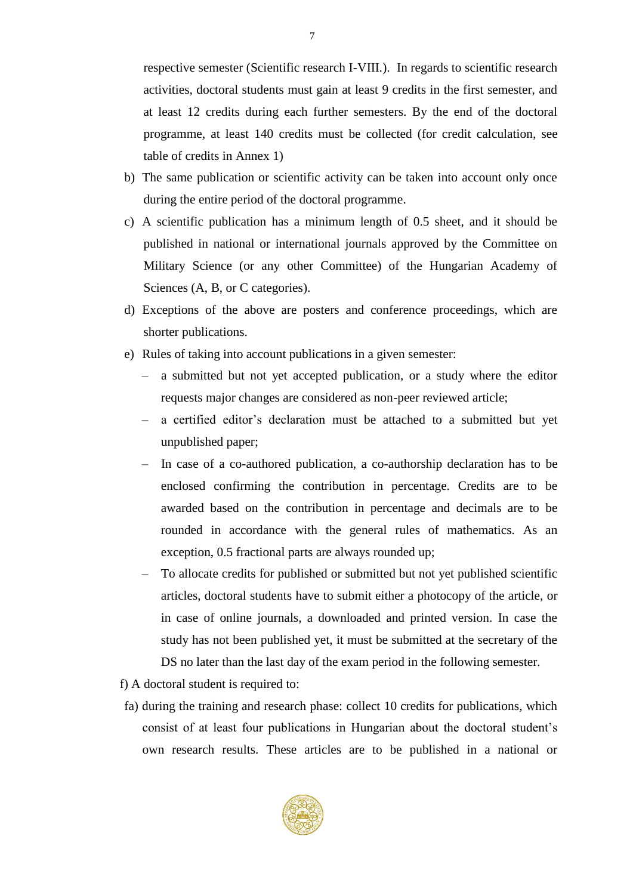respective semester (Scientific research I-VIII.). In regards to scientific research activities, doctoral students must gain at least 9 credits in the first semester, and at least 12 credits during each further semesters. By the end of the doctoral programme, at least 140 credits must be collected (for credit calculation, see table of credits in Annex 1)

b) The same publication or scientific activity can be taken into account only once during the entire period of the doctoral programme.

c) A scientific publication has a minimum length of 0.5 sheet, and it should be published in national or international journals approved by the Committee on Military Science (or any other Committee) of the Hungarian Academy of Sciences (A, B, or C categories).

d) Exceptions of the above are posters and conference proceedings, which are shorter publications.

e) Rules of taking into account publications in a given semester:
   - a submitted but not yet accepted publication, or a study where the editor requests major changes are considered as non-peer reviewed article;
   - a certified editor's declaration must be attached to a submitted but yet unpublished paper;
   - In case of a co-authored publication, a co-authorship declaration has to be enclosed confirming the contribution in percentage. Credits are to be awarded based on the contribution in percentage and decimals are to be rounded in accordance with the general rules of mathematics. As an exception, 0.5 fractional parts are always rounded up;
   - To allocate credits for published or submitted but not yet published scientific articles, doctoral students have to submit either a photocopy of the article, or in case of online journals, a downloaded and printed version. In case the study has not been published yet, it must be submitted at the secretary of the DS no later than the last day of the exam period in the following semester.

f) A doctoral student is required to:

fa) during the training and research phase: collect 10 credits for publications, which consist of at least four publications in Hungarian about the doctoral student's own research results. These articles are to be published in a national or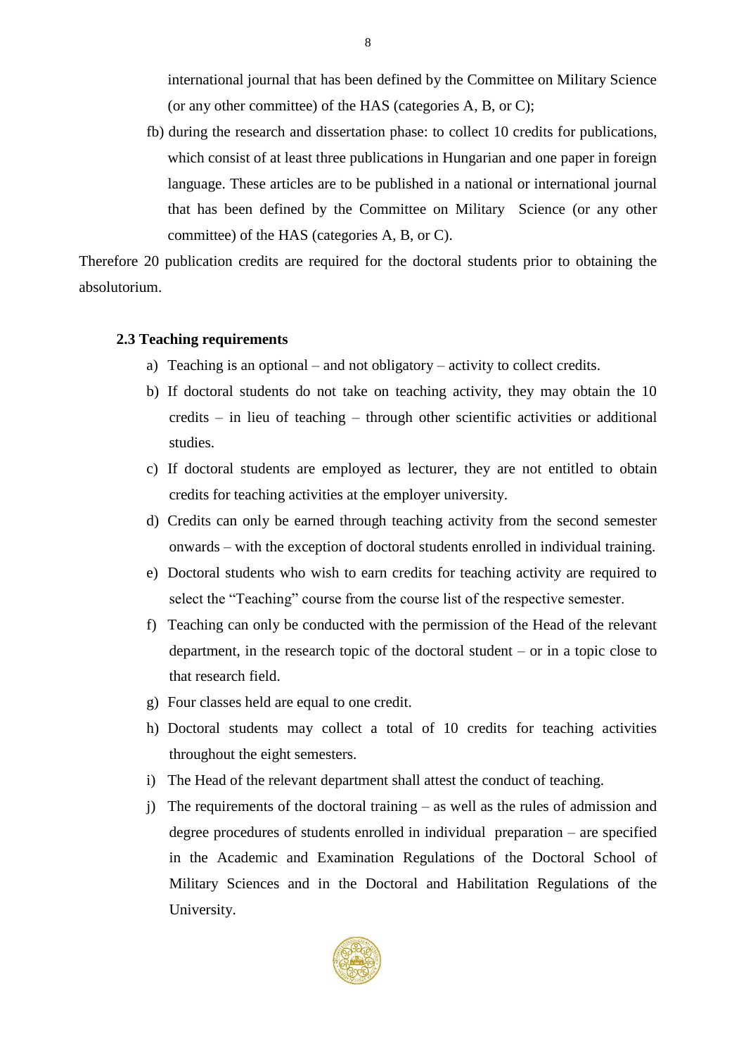international journal that has been defined by the Committee on Military Science (or any other committee) of the HAS (categories A, B, or C);

fb) during the research and dissertation phase: to collect 10 credits for publications, which consist of at least three publications in Hungarian and one paper in foreign language. These articles are to be published in a national or international journal that has been defined by the Committee on Military Science (or any other committee) of the HAS (categories A, B, or C).

Therefore 20 publication credits are required for the doctoral students prior to obtaining the absolutorium.

### 2.3 Teaching requirements

a) Teaching is an optional – and not obligatory – activity to collect credits.
b) If doctoral students do not take on teaching activity, they may obtain the 10 credits – in lieu of teaching – through other scientific activities or additional studies.
c) If doctoral students are employed as lecturer, they are not entitled to obtain credits for teaching activities at the employer university.
d) Credits can only be earned through teaching activity from the second semester onwards – with the exception of doctoral students enrolled in individual training.
e) Doctoral students who wish to earn credits for teaching activity are required to select the "Teaching" course from the course list of the respective semester.
f) Teaching can only be conducted with the permission of the Head of the relevant department, in the research topic of the doctoral student – or in a topic close to that research field.
g) Four classes held are equal to one credit.
h) Doctoral students may collect a total of 10 credits for teaching activities throughout the eight semesters.
i) The Head of the relevant department shall attest the conduct of teaching.
j) The requirements of the doctoral training – as well as the rules of admission and degree procedures of students enrolled in individual preparation – are specified in the Academic and Examination Regulations of the Doctoral School of Military Sciences and in the Doctoral and Habilitation Regulations of the University.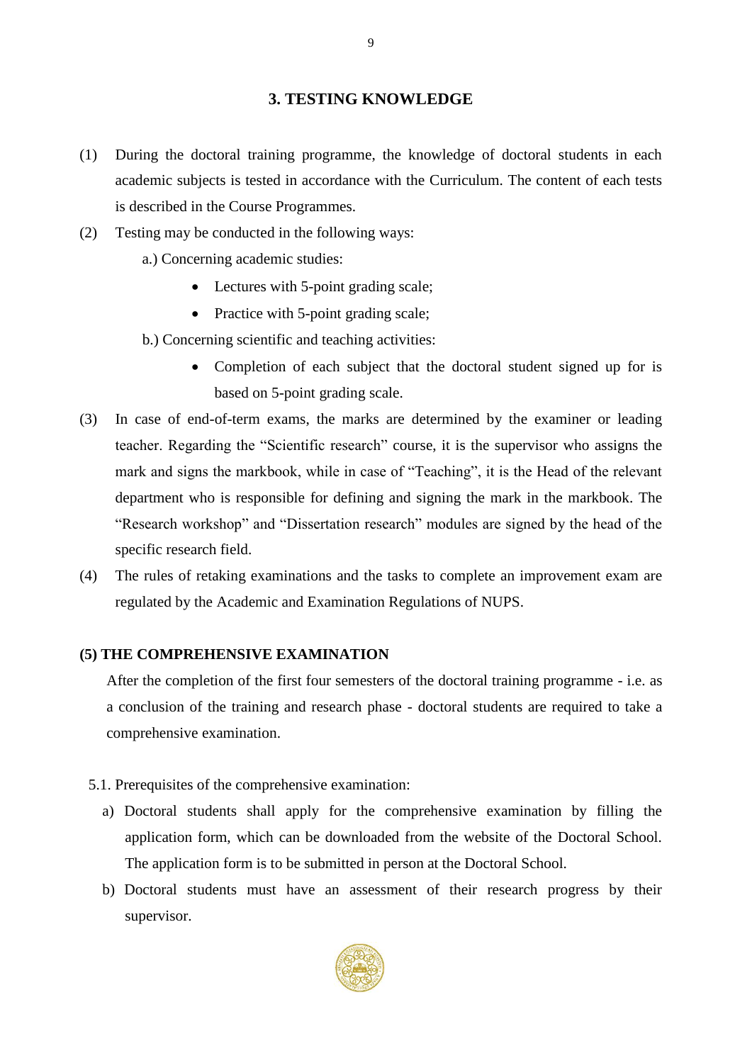## 3. TESTING KNOWLEDGE

(1) During the doctoral training programme, the knowledge of doctoral students in each academic subjects is tested in accordance with the Curriculum. The content of each tests is described in the Course Programmes.

(2) Testing may be conducted in the following ways:

a.) Concerning academic studies:

- Lectures with 5-point grading scale;
- Practice with 5-point grading scale;

b.) Concerning scientific and teaching activities:

- Completion of each subject that the doctoral student signed up for is based on 5-point grading scale.

(3) In case of end-of-term exams, the marks are determined by the examiner or leading teacher. Regarding the "Scientific research" course, it is the supervisor who assigns the mark and signs the markbook, while in case of "Teaching", it is the Head of the relevant department who is responsible for defining and signing the mark in the markbook. The "Research workshop" and "Dissertation research" modules are signed by the head of the specific research field.

(4) The rules of retaking examinations and the tasks to complete an improvement exam are regulated by the Academic and Examination Regulations of NUPS.

### (5) THE COMPREHENSIVE EXAMINATION

After the completion of the first four semesters of the doctoral training programme - i.e. as a conclusion of the training and research phase - doctoral students are required to take a comprehensive examination.

5.1. Prerequisites of the comprehensive examination:

a) Doctoral students shall apply for the comprehensive examination by filling the application form, which can be downloaded from the website of the Doctoral School. The application form is to be submitted in person at the Doctoral School.

b) Doctoral students must have an assessment of their research progress by their supervisor.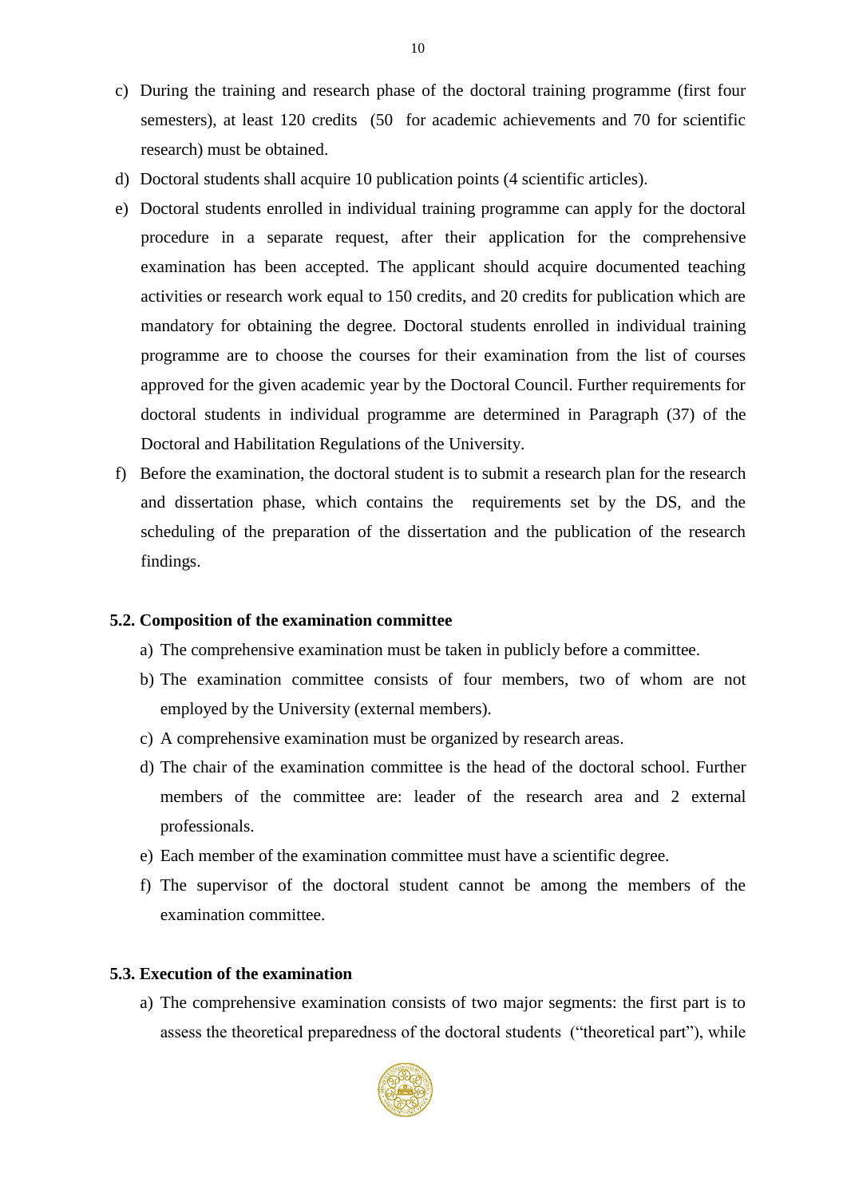c) During the training and research phase of the doctoral training programme (first four semesters), at least 120 credits (50 for academic achievements and 70 for scientific research) must be obtained.

d) Doctoral students shall acquire 10 publication points (4 scientific articles).

e) Doctoral students enrolled in individual training programme can apply for the doctoral procedure in a separate request, after their application for the comprehensive examination has been accepted. The applicant should acquire documented teaching activities or research work equal to 150 credits, and 20 credits for publication which are mandatory for obtaining the degree. Doctoral students enrolled in individual training programme are to choose the courses for their examination from the list of courses approved for the given academic year by the Doctoral Council. Further requirements for doctoral students in individual programme are determined in Paragraph (37) of the Doctoral and Habilitation Regulations of the University.

f) Before the examination, the doctoral student is to submit a research plan for the research and dissertation phase, which contains the requirements set by the DS, and the scheduling of the preparation of the dissertation and the publication of the research findings.

### 5.2. Composition of the examination committee

a) The comprehensive examination must be taken in publicly before a committee.

b) The examination committee consists of four members, two of whom are not employed by the University (external members).

c) A comprehensive examination must be organized by research areas.

d) The chair of the examination committee is the head of the doctoral school. Further members of the committee are: leader of the research area and 2 external professionals.

e) Each member of the examination committee must have a scientific degree.

f) The supervisor of the doctoral student cannot be among the members of the examination committee.

### 5.3. Execution of the examination

a) The comprehensive examination consists of two major segments: the first part is to assess the theoretical preparedness of the doctoral students ("theoretical part"), while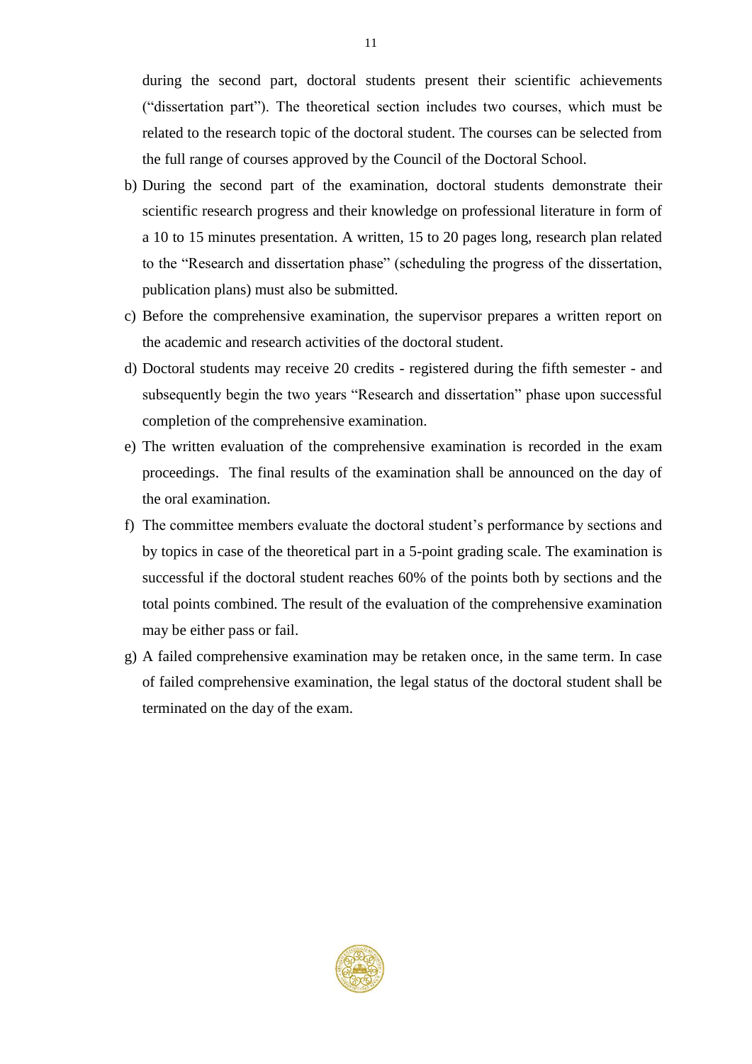during the second part, doctoral students present their scientific achievements ("dissertation part"). The theoretical section includes two courses, which must be related to the research topic of the doctoral student. The courses can be selected from the full range of courses approved by the Council of the Doctoral School.

b) During the second part of the examination, doctoral students demonstrate their scientific research progress and their knowledge on professional literature in form of a 10 to 15 minutes presentation. A written, 15 to 20 pages long, research plan related to the "Research and dissertation phase" (scheduling the progress of the dissertation, publication plans) must also be submitted.

c) Before the comprehensive examination, the supervisor prepares a written report on the academic and research activities of the doctoral student.

d) Doctoral students may receive 20 credits - registered during the fifth semester - and subsequently begin the two years "Research and dissertation" phase upon successful completion of the comprehensive examination.

e) The written evaluation of the comprehensive examination is recorded in the exam proceedings. The final results of the examination shall be announced on the day of the oral examination.

f) The committee members evaluate the doctoral student's performance by sections and by topics in case of the theoretical part in a 5-point grading scale. The examination is successful if the doctoral student reaches 60% of the points both by sections and the total points combined. The result of the evaluation of the comprehensive examination may be either pass or fail.

g) A failed comprehensive examination may be retaken once, in the same term. In case of failed comprehensive examination, the legal status of the doctoral student shall be terminated on the day of the exam.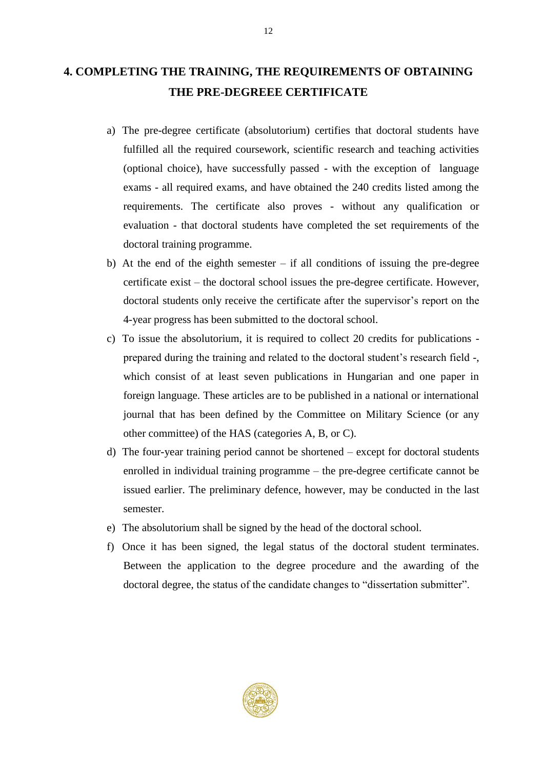# 4. COMPLETING THE TRAINING, THE REQUIREMENTS OF OBTAINING THE PRE-DEGREEE CERTIFICATE

a) The pre-degree certificate (absolutorium) certifies that doctoral students have fulfilled all the required coursework, scientific research and teaching activities (optional choice), have successfully passed - with the exception of language exams - all required exams, and have obtained the 240 credits listed among the requirements. The certificate also proves - without any qualification or evaluation - that doctoral students have completed the set requirements of the doctoral training programme.

b) At the end of the eighth semester – if all conditions of issuing the pre-degree certificate exist – the doctoral school issues the pre-degree certificate. However, doctoral students only receive the certificate after the supervisor's report on the 4-year progress has been submitted to the doctoral school.

c) To issue the absolutorium, it is required to collect 20 credits for publications - prepared during the training and related to the doctoral student's research field -, which consist of at least seven publications in Hungarian and one paper in foreign language. These articles are to be published in a national or international journal that has been defined by the Committee on Military Science (or any other committee) of the HAS (categories A, B, or C).

d) The four-year training period cannot be shortened – except for doctoral students enrolled in individual training programme – the pre-degree certificate cannot be issued earlier. The preliminary defence, however, may be conducted in the last semester.

e) The absolutorium shall be signed by the head of the doctoral school.

f) Once it has been signed, the legal status of the doctoral student terminates. Between the application to the degree procedure and the awarding of the doctoral degree, the status of the candidate changes to "dissertation submitter".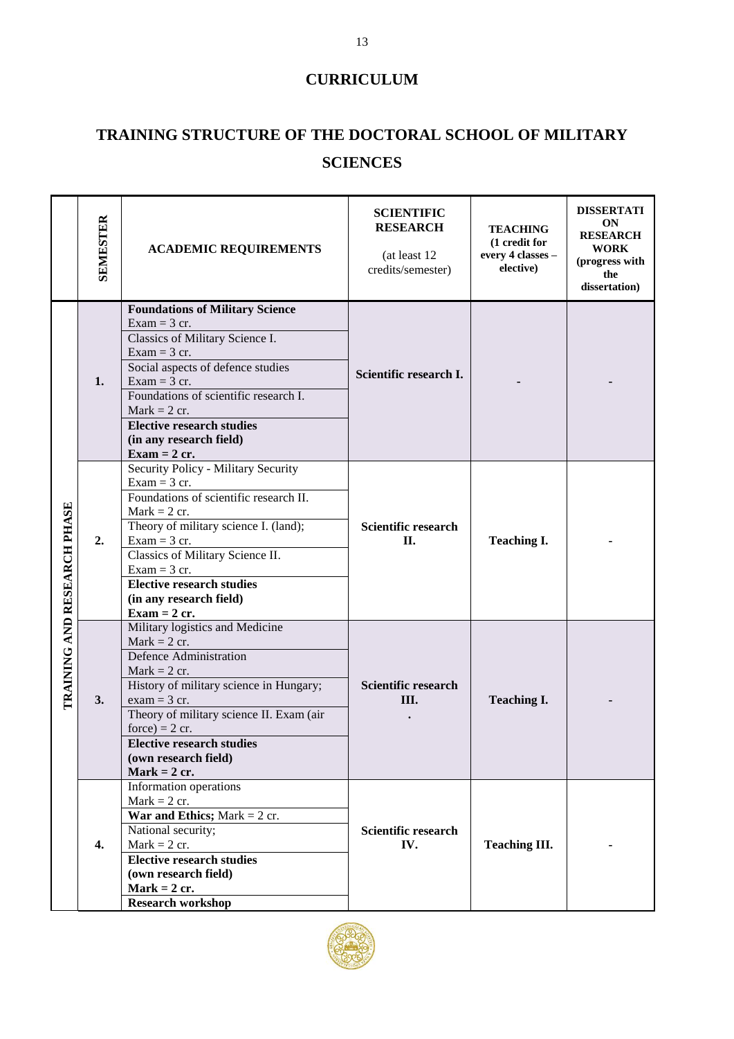## CURRICULUM

# TRAINING STRUCTURE OF THE DOCTORAL SCHOOL OF MILITARY SCIENCES

| | SEMESTER | ACADEMIC REQUIREMENTS | SCIENTIFIC RESEARCH (at least 12 credits/semester) | TEACHING (1 credit for every 4 classes – elective) | DISSERTATION ON RESEARCH WORK (progress with the dissertation) |
|---|---|---|---|---|---|
| TRAINING AND RESEARCH PHASE | 1. | **Foundations of Military Science** Exam = 3 cr.<br>Classics of Military Science I. Exam = 3 cr.<br>Social aspects of defence studies Exam = 3 cr.<br>Foundations of scientific research I. Mark = 2 cr.<br>**Elective research studies (in any research field) Exam = 2 cr.** | **Scientific research I.** | - | - |
| | 2. | Security Policy - Military Security Exam = 3 cr.<br>Foundations of scientific research II. Mark = 2 cr.<br>Theory of military science I. (land); Exam = 3 cr.<br>Classics of Military Science II. Exam = 3 cr.<br>**Elective research studies (in any research field) Exam = 2 cr.** | **Scientific research II.** | **Teaching I.** | - |
| | 3. | Military logistics and Medicine Mark = 2 cr.<br>Defence Administration Mark = 2 cr.<br>History of military science in Hungary; exam = 3 cr.<br>Theory of military science II. Exam (air force) = 2 cr.<br>**Elective research studies (own research field) Mark = 2 cr.** | **Scientific research III. .** | **Teaching I.** | - |
| | 4. | Information operations Mark = 2 cr.<br>**War and Ethics;** Mark = 2 cr.<br>National security; Mark = 2 cr.<br>**Elective research studies (own research field) Mark = 2 cr.**<br>**Research workshop** | **Scientific research IV.** | **Teaching III.** | - |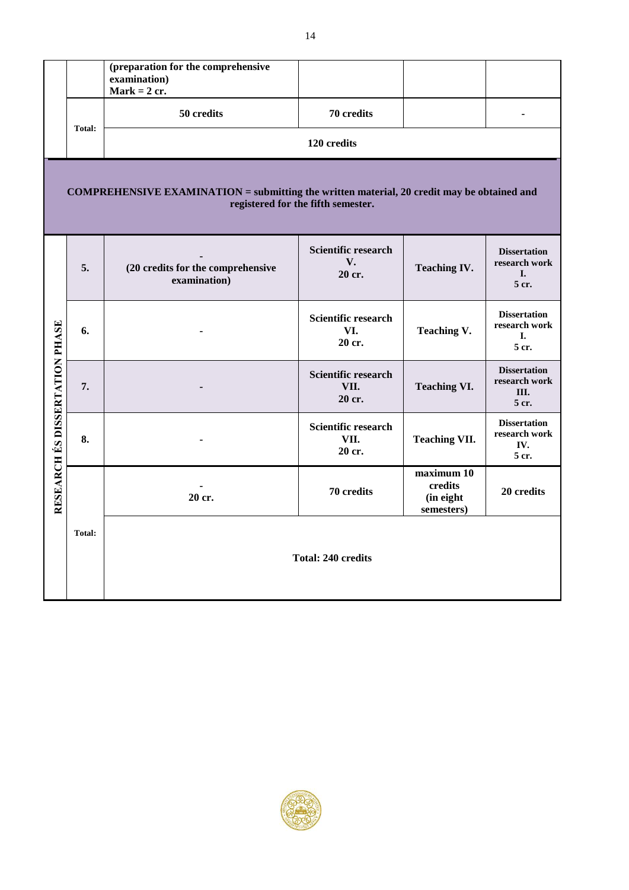| | | | | | |
|---|---|---|---|---|---|
| | | **(preparation for the comprehensive examination)** **Mark = 2 cr.** | | | |
| | **Total:** | **50 credits** | **70 credits** | | **-** |
| | | **120 credits** | | | |

**COMPREHENSIVE EXAMINATION = submitting the written material, 20 credit may be obtained and registered for the fifth semester.**

| | | | | | |
|---|---|---|---|---|---|
| **RESEARCH ÉS DISSERTATION PHASE** | **5.** | **-** **(20 credits for the comprehensive examination)** | **Scientific research V.** **20 cr.** | **Teaching IV.** | **Dissertation research work I.** **5 cr.** |
| | **6.** | **-** | **Scientific research VI.** **20 cr.** | **Teaching V.** | **Dissertation research work I.** **5 cr.** |
| | **7.** | **-** | **Scientific research VII.** **20 cr.** | **Teaching VI.** | **Dissertation research work III.** **5 cr.** |
| | **8.** | **-** | **Scientific research VII.** **20 cr.** | **Teaching VII.** | **Dissertation research work IV.** **5 cr.** |
| | **Total:** | **-** **20 cr.** | **70 credits** | **maximum 10 credits (in eight semesters)** | **20 credits** |
| | | **Total: 240 credits** | | | |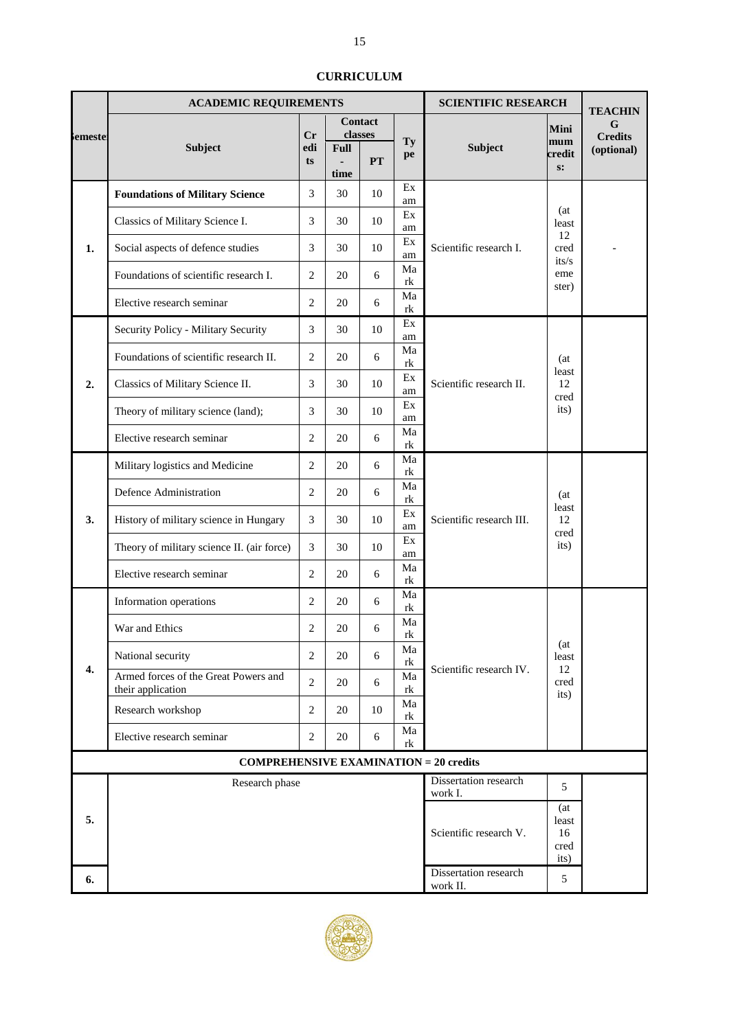# CURRICULUM

| Semester | ACADEMIC REQUIREMENTS | | | | | SCIENTIFIC RESEARCH | | TEACHING Credits (optional) |
|---|---|---|---|---|---|---|---|---|
| | Subject | Credits | Contact classes | | Type | Subject | Minimum credits: | |
| | | | Full-time | PT | | | | |
| 1. | **Foundations of Military Science** | 3 | 30 | 10 | Exam | Scientific research I. | (at least 12 credits/semester) | - |
| | Classics of Military Science I. | 3 | 30 | 10 | Exam | | | |
| | Social aspects of defence studies | 3 | 30 | 10 | Exam | | | |
| | Foundations of scientific research I. | 2 | 20 | 6 | Mark | | | |
| | Elective research seminar | 2 | 20 | 6 | Mark | | | |
| 2. | Security Policy - Military Security | 3 | 30 | 10 | Exam | Scientific research II. | (at least 12 credits) | |
| | Foundations of scientific research II. | 2 | 20 | 6 | Mark | | | |
| | Classics of Military Science II. | 3 | 30 | 10 | Exam | | | |
| | Theory of military science (land); | 3 | 30 | 10 | Exam | | | |
| | Elective research seminar | 2 | 20 | 6 | Mark | | | |
| 3. | Military logistics and Medicine | 2 | 20 | 6 | Mark | Scientific research III. | (at least 12 credits) | |
| | Defence Administration | 2 | 20 | 6 | Mark | | | |
| | History of military science in Hungary | 3 | 30 | 10 | Exam | | | |
| | Theory of military science II. (air force) | 3 | 30 | 10 | Exam | | | |
| | Elective research seminar | 2 | 20 | 6 | Mark | | | |
| 4. | Information operations | 2 | 20 | 6 | Mark | Scientific research IV. | (at least 12 credits) | |
| | War and Ethics | 2 | 20 | 6 | Mark | | | |
| | National security | 2 | 20 | 6 | Mark | | | |
| | Armed forces of the Great Powers and their application | 2 | 20 | 6 | Mark | | | |
| | Research workshop | 2 | 20 | 10 | Mark | | | |
| | Elective research seminar | 2 | 20 | 6 | Mark | | | |
| **COMPREHENSIVE EXAMINATION = 20 credits** | | | | | | | | |
| 5. | Research phase | | | | | Dissertation research work I. | 5 | |
| | | | | | | Scientific research V. | (at least 16 credits) | |
| 6. | | | | | | Dissertation research work II. | 5 | |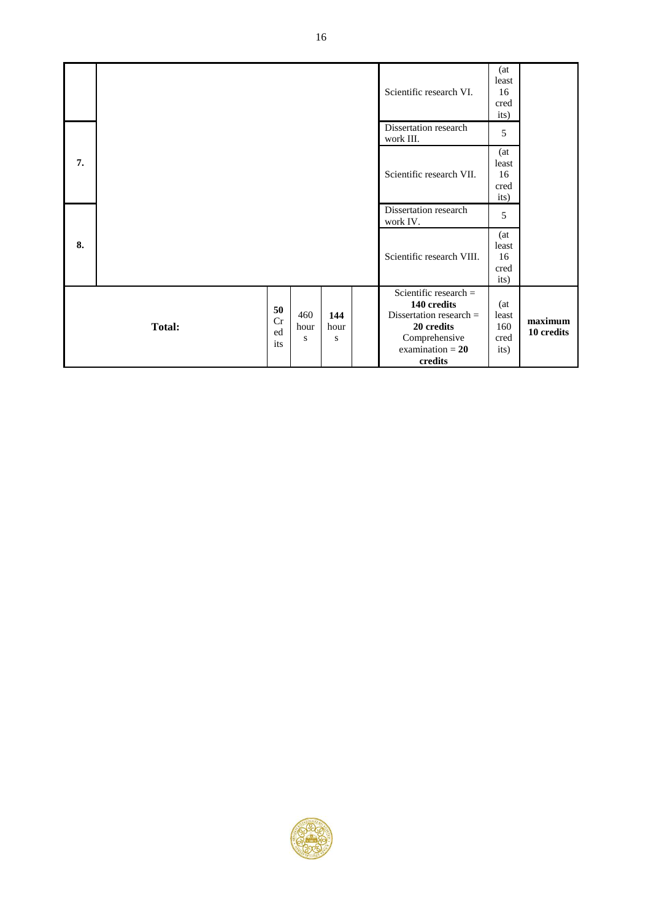| | | | | | | | | |
|---|---|---|---|---|---|---|---|---|
| | | | | | | Scientific research VI. | (at least 16 credits) | |
| 7. | | | | | | Dissertation research work III. | 5 | |
| | | | | | | Scientific research VII. | (at least 16 credits) | |
| 8. | | | | | | Dissertation research work IV. | 5 | |
| | | | | | | Scientific research VIII. | (at least 16 credits) | |
| **Total:** | | **50 Credits** | 460 hours | **144 hours** | | Scientific research = **140 credits** Dissertation research = **20 credits** Comprehensive examination = **20 credits** | (at least 160 credits) | **maximum 10 credits** |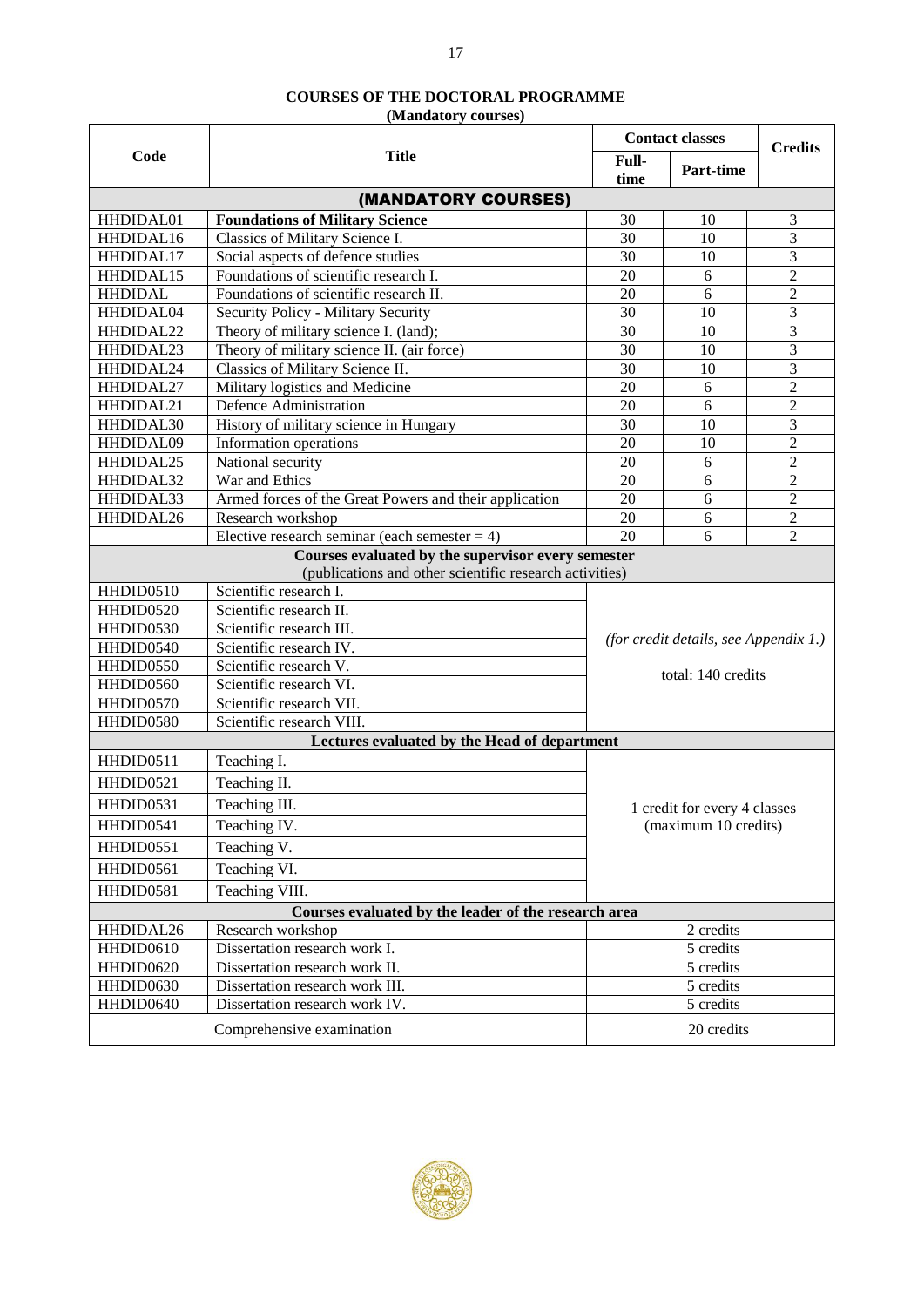## COURSES OF THE DOCTORAL PROGRAMME

**(Mandatory courses)**

| Code | Title | Contact classes | | Credits |
|---|---|---|---|---|
| | | Full-time | Part-time | |
| **(MANDATORY COURSES)** | | | | |
| HHDIDAL01 | **Foundations of Military Science** | 30 | 10 | 3 |
| HHDIDAL16 | Classics of Military Science I. | 30 | 10 | 3 |
| HHDIDAL17 | Social aspects of defence studies | 30 | 10 | 3 |
| HHDIDAL15 | Foundations of scientific research I. | 20 | 6 | 2 |
| HHDIDAL | Foundations of scientific research II. | 20 | 6 | 2 |
| HHDIDAL04 | Security Policy - Military Security | 30 | 10 | 3 |
| HHDIDAL22 | Theory of military science I. (land); | 30 | 10 | 3 |
| HHDIDAL23 | Theory of military science II. (air force) | 30 | 10 | 3 |
| HHDIDAL24 | Classics of Military Science II. | 30 | 10 | 3 |
| HHDIDAL27 | Military logistics and Medicine | 20 | 6 | 2 |
| HHDIDAL21 | Defence Administration | 20 | 6 | 2 |
| HHDIDAL30 | History of military science in Hungary | 30 | 10 | 3 |
| HHDIDAL09 | Information operations | 20 | 10 | 2 |
| HHDIDAL25 | National security | 20 | 6 | 2 |
| HHDIDAL32 | War and Ethics | 20 | 6 | 2 |
| HHDIDAL33 | Armed forces of the Great Powers and their application | 20 | 6 | 2 |
| HHDIDAL26 | Research workshop | 20 | 6 | 2 |
| | Elective research seminar (each semester = 4) | 20 | 6 | 2 |
| **Courses evaluated by the supervisor every semester** (publications and other scientific research activities) | | | | |
| HHDID0510 | Scientific research I. | *(for credit details, see Appendix 1.)* total: 140 credits | | |
| HHDID0520 | Scientific research II. | | | |
| HHDID0530 | Scientific research III. | | | |
| HHDID0540 | Scientific research IV. | | | |
| HHDID0550 | Scientific research V. | | | |
| HHDID0560 | Scientific research VI. | | | |
| HHDID0570 | Scientific research VII. | | | |
| HHDID0580 | Scientific research VIII. | | | |
| **Lectures evaluated by the Head of department** | | | | |
| HHDID0511 | Teaching I. | 1 credit for every 4 classes (maximum 10 credits) | | |
| HHDID0521 | Teaching II. | | | |
| HHDID0531 | Teaching III. | | | |
| HHDID0541 | Teaching IV. | | | |
| HHDID0551 | Teaching V. | | | |
| HHDID0561 | Teaching VI. | | | |
| HHDID0581 | Teaching VIII. | | | |
| **Courses evaluated by the leader of the research area** | | | | |
| HHDIDAL26 | Research workshop | 2 credits | | |
| HHDID0610 | Dissertation research work I. | 5 credits | | |
| HHDID0620 | Dissertation research work II. | 5 credits | | |
| HHDID0630 | Dissertation research work III. | 5 credits | | |
| HHDID0640 | Dissertation research work IV. | 5 credits | | |
| | Comprehensive examination | 20 credits | | |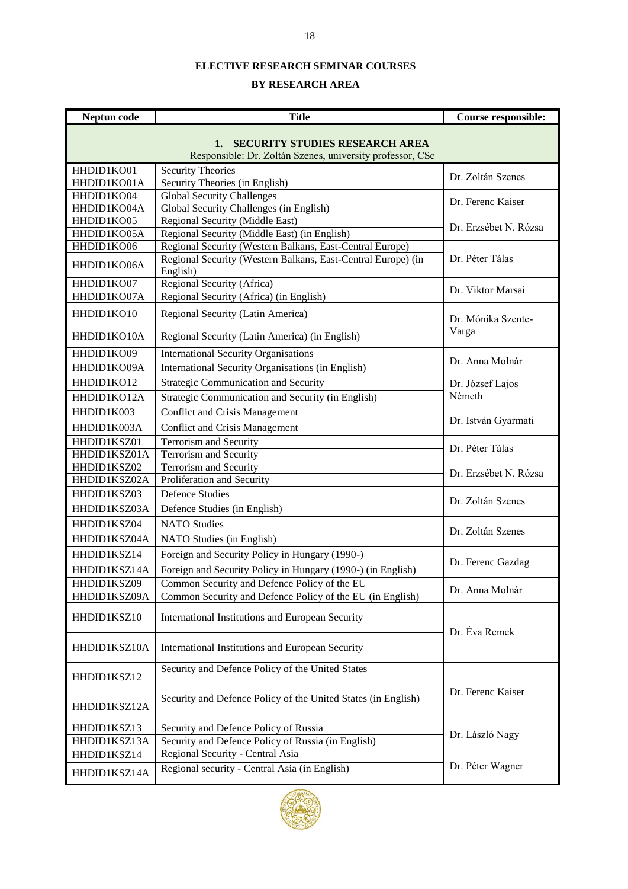**ELECTIVE RESEARCH SEMINAR COURSES**

**BY RESEARCH AREA**

| Neptun code | Title | Course responsible: |
|---|---|---|
| **1. SECURITY STUDIES RESEARCH AREA** Responsible: Dr. Zoltán Szenes, university professor, CSc | | |
| HHDID1KO01 | Security Theories | Dr. Zoltán Szenes |
| HHDID1KO01A | Security Theories (in English) | |
| HHDID1KO04 | Global Security Challenges | Dr. Ferenc Kaiser |
| HHDID1KO04A | Global Security Challenges (in English) | |
| HHDID1KO05 | Regional Security (Middle East) | Dr. Erzsébet N. Rózsa |
| HHDID1KO05A | Regional Security (Middle East) (in English) | |
| HHDID1KO06 | Regional Security (Western Balkans, East-Central Europe) | Dr. Péter Tálas |
| HHDID1KO06A | Regional Security (Western Balkans, East-Central Europe) (in English) | |
| HHDID1KO07 | Regional Security (Africa) | Dr. Viktor Marsai |
| HHDID1KO07A | Regional Security (Africa) (in English) | |
| HHDID1KO10 | Regional Security (Latin America) | Dr. Mónika Szente-Varga |
| HHDID1KO10A | Regional Security (Latin America) (in English) | |
| HHDID1KO09 | International Security Organisations | Dr. Anna Molnár |
| HHDID1KO09A | International Security Organisations (in English) | |
| HHDID1KO12 | Strategic Communication and Security | Dr. József Lajos Németh |
| HHDID1KO12A | Strategic Communication and Security (in English) | |
| HHDID1K003 | Conflict and Crisis Management | Dr. István Gyarmati |
| HHDID1K003A | Conflict and Crisis Management | |
| HHDID1KSZ01 | Terrorism and Security | Dr. Péter Tálas |
| HHDID1KSZ01A | Terrorism and Security | |
| HHDID1KSZ02 | Terrorism and Security | Dr. Erzsébet N. Rózsa |
| HHDID1KSZ02A | Proliferation and Security | |
| HHDID1KSZ03 | Defence Studies | Dr. Zoltán Szenes |
| HHDID1KSZ03A | Defence Studies (in English) | |
| HHDID1KSZ04 | NATO Studies | Dr. Zoltán Szenes |
| HHDID1KSZ04A | NATO Studies (in English) | |
| HHDID1KSZ14 | Foreign and Security Policy in Hungary (1990-) | Dr. Ferenc Gazdag |
| HHDID1KSZ14A | Foreign and Security Policy in Hungary (1990-) (in English) | |
| HHDID1KSZ09 | Common Security and Defence Policy of the EU | Dr. Anna Molnár |
| HHDID1KSZ09A | Common Security and Defence Policy of the EU (in English) | |
| HHDID1KSZ10 | International Institutions and European Security | Dr. Éva Remek |
| HHDID1KSZ10A | International Institutions and European Security | |
| HHDID1KSZ12 | Security and Defence Policy of the United States | Dr. Ferenc Kaiser |
| HHDID1KSZ12A | Security and Defence Policy of the United States (in English) | |
| HHDID1KSZ13 | Security and Defence Policy of Russia | Dr. László Nagy |
| HHDID1KSZ13A | Security and Defence Policy of Russia (in English) | |
| HHDID1KSZ14 | Regional Security - Central Asia | Dr. Péter Wagner |
| HHDID1KSZ14A | Regional security - Central Asia (in English) | |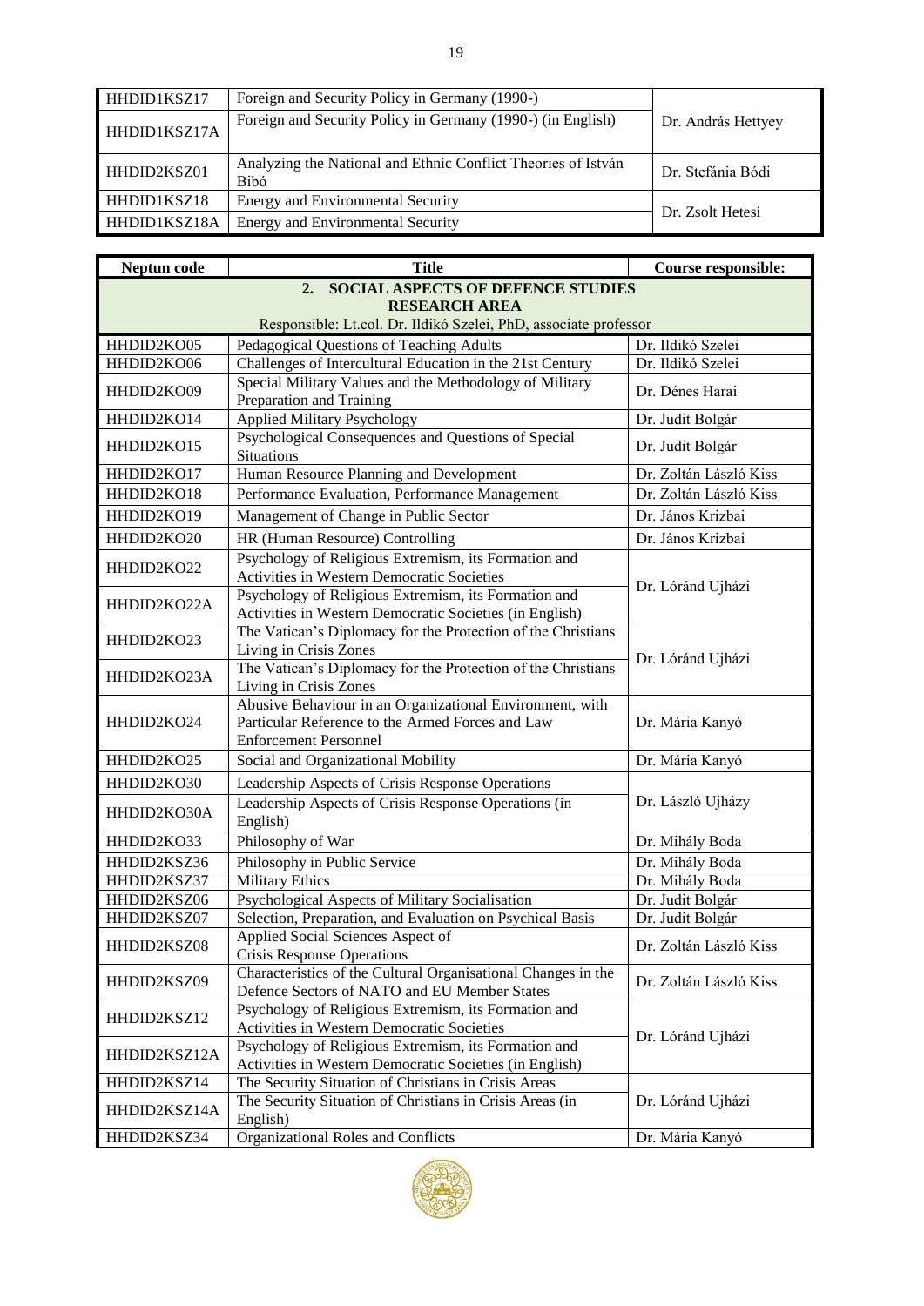| | | |
|---|---|---|
| HHDID1KSZ17 | Foreign and Security Policy in Germany (1990-) | Dr. András Hettyey |
| HHDID1KSZ17A | Foreign and Security Policy in Germany (1990-) (in English) | |
| HHDID2KSZ01 | Analyzing the National and Ethnic Conflict Theories of István Bibó | Dr. Stefánia Bódi |
| HHDID1KSZ18 | Energy and Environmental Security | Dr. Zsolt Hetesi |
| HHDID1KSZ18A | Energy and Environmental Security | |

| Neptun code | Title | Course responsible: |
|---|---|---|
| **2. SOCIAL ASPECTS OF DEFENCE STUDIES RESEARCH AREA** Responsible: Lt.col. Dr. Ildikó Szelei, PhD, associate professor | | |
| HHDID2KO05 | Pedagogical Questions of Teaching Adults | Dr. Ildikó Szelei |
| HHDID2KO06 | Challenges of Intercultural Education in the 21st Century | Dr. Ildikó Szelei |
| HHDID2KO09 | Special Military Values and the Methodology of Military Preparation and Training | Dr. Dénes Harai |
| HHDID2KO14 | Applied Military Psychology | Dr. Judit Bolgár |
| HHDID2KO15 | Psychological Consequences and Questions of Special Situations | Dr. Judit Bolgár |
| HHDID2KO17 | Human Resource Planning and Development | Dr. Zoltán László Kiss |
| HHDID2KO18 | Performance Evaluation, Performance Management | Dr. Zoltán László Kiss |
| HHDID2KO19 | Management of Change in Public Sector | Dr. János Krizbai |
| HHDID2KO20 | HR (Human Resource) Controlling | Dr. János Krizbai |
| HHDID2KO22 | Psychology of Religious Extremism, its Formation and Activities in Western Democratic Societies | Dr. Lóránd Ujházi |
| HHDID2KO22A | Psychology of Religious Extremism, its Formation and Activities in Western Democratic Societies (in English) | |
| HHDID2KO23 | The Vatican's Diplomacy for the Protection of the Christians Living in Crisis Zones | Dr. Lóránd Ujházi |
| HHDID2KO23A | The Vatican's Diplomacy for the Protection of the Christians Living in Crisis Zones | |
| HHDID2KO24 | Abusive Behaviour in an Organizational Environment, with Particular Reference to the Armed Forces and Law Enforcement Personnel | Dr. Mária Kanyó |
| HHDID2KO25 | Social and Organizational Mobility | Dr. Mária Kanyó |
| HHDID2KO30 | Leadership Aspects of Crisis Response Operations | Dr. László Ujházy |
| HHDID2KO30A | Leadership Aspects of Crisis Response Operations (in English) | |
| HHDID2KO33 | Philosophy of War | Dr. Mihály Boda |
| HHDID2KSZ36 | Philosophy in Public Service | Dr. Mihály Boda |
| HHDID2KSZ37 | Military Ethics | Dr. Mihály Boda |
| HHDID2KSZ06 | Psychological Aspects of Military Socialisation | Dr. Judit Bolgár |
| HHDID2KSZ07 | Selection, Preparation, and Evaluation on Psychical Basis | Dr. Judit Bolgár |
| HHDID2KSZ08 | Applied Social Sciences Aspect of Crisis Response Operations | Dr. Zoltán László Kiss |
| HHDID2KSZ09 | Characteristics of the Cultural Organisational Changes in the Defence Sectors of NATO and EU Member States | Dr. Zoltán László Kiss |
| HHDID2KSZ12 | Psychology of Religious Extremism, its Formation and Activities in Western Democratic Societies | Dr. Lóránd Ujházi |
| HHDID2KSZ12A | Psychology of Religious Extremism, its Formation and Activities in Western Democratic Societies (in English) | |
| HHDID2KSZ14 | The Security Situation of Christians in Crisis Areas | Dr. Lóránd Ujházi |
| HHDID2KSZ14A | The Security Situation of Christians in Crisis Areas (in English) | |
| HHDID2KSZ34 | Organizational Roles and Conflicts | Dr. Mária Kanyó |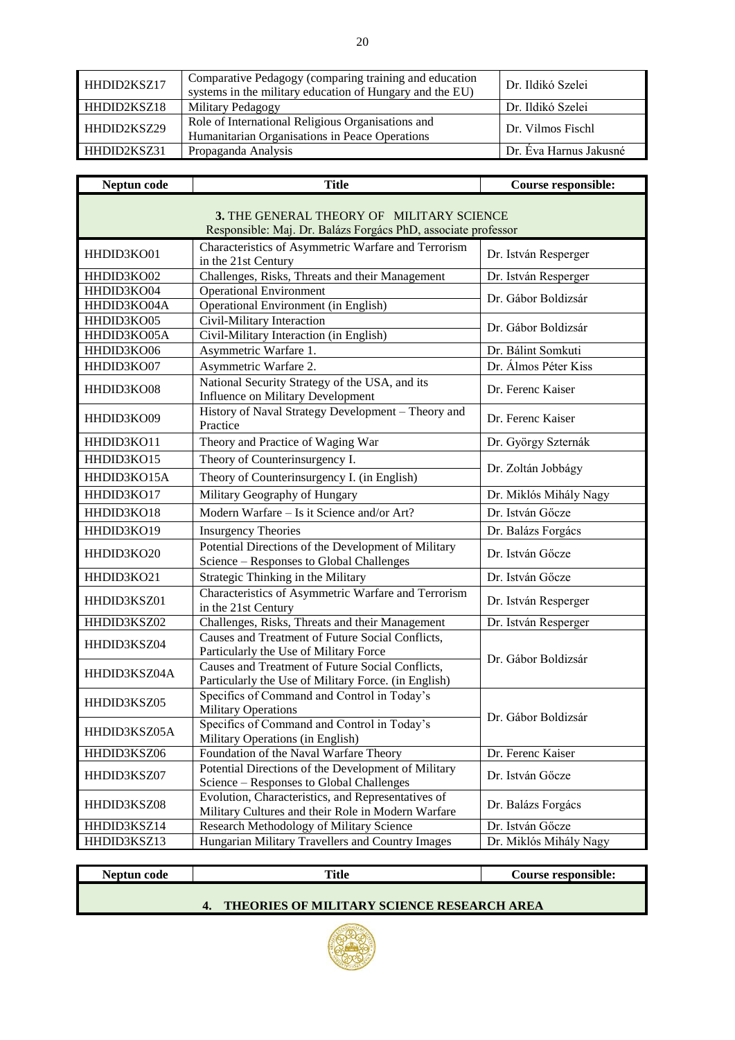| | | |
|---|---|---|
| HHDID2KSZ17 | Comparative Pedagogy (comparing training and education systems in the military education of Hungary and the EU) | Dr. Ildikó Szelei |
| HHDID2KSZ18 | Military Pedagogy | Dr. Ildikó Szelei |
| HHDID2KSZ29 | Role of International Religious Organisations and Humanitarian Organisations in Peace Operations | Dr. Vilmos Fischl |
| HHDID2KSZ31 | Propaganda Analysis | Dr. Éva Harnus Jakusné |

| Neptun code | Title | Course responsible: |
|---|---|---|
| **3.** THE GENERAL THEORY OF MILITARY SCIENCE<br>Responsible: Maj. Dr. Balázs Forgács PhD, associate professor | | |
| HHDID3KO01 | Characteristics of Asymmetric Warfare and Terrorism in the 21st Century | Dr. István Resperger |
| HHDID3KO02 | Challenges, Risks, Threats and their Management | Dr. István Resperger |
| HHDID3KO04 | Operational Environment | Dr. Gábor Boldizsár |
| HHDID3KO04A | Operational Environment (in English) | |
| HHDID3KO05 | Civil-Military Interaction | Dr. Gábor Boldizsár |
| HHDID3KO05A | Civil-Military Interaction (in English) | |
| HHDID3KO06 | Asymmetric Warfare 1. | Dr. Bálint Somkuti |
| HHDID3KO07 | Asymmetric Warfare 2. | Dr. Álmos Péter Kiss |
| HHDID3KO08 | National Security Strategy of the USA, and its Influence on Military Development | Dr. Ferenc Kaiser |
| HHDID3KO09 | History of Naval Strategy Development – Theory and Practice | Dr. Ferenc Kaiser |
| HHDID3KO11 | Theory and Practice of Waging War | Dr. György Szternák |
| HHDID3KO15 | Theory of Counterinsurgency I. | Dr. Zoltán Jobbágy |
| HHDID3KO15A | Theory of Counterinsurgency I. (in English) | |
| HHDID3KO17 | Military Geography of Hungary | Dr. Miklós Mihály Nagy |
| HHDID3KO18 | Modern Warfare – Is it Science and/or Art? | Dr. István Gőcze |
| HHDID3KO19 | Insurgency Theories | Dr. Balázs Forgács |
| HHDID3KO20 | Potential Directions of the Development of Military Science – Responses to Global Challenges | Dr. István Gőcze |
| HHDID3KO21 | Strategic Thinking in the Military | Dr. István Gőcze |
| HHDID3KSZ01 | Characteristics of Asymmetric Warfare and Terrorism in the 21st Century | Dr. István Resperger |
| HHDID3KSZ02 | Challenges, Risks, Threats and their Management | Dr. István Resperger |
| HHDID3KSZ04 | Causes and Treatment of Future Social Conflicts, Particularly the Use of Military Force | Dr. Gábor Boldizsár |
| HHDID3KSZ04A | Causes and Treatment of Future Social Conflicts, Particularly the Use of Military Force. (in English) | |
| HHDID3KSZ05 | Specifics of Command and Control in Today's Military Operations | Dr. Gábor Boldizsár |
| HHDID3KSZ05A | Specifics of Command and Control in Today's Military Operations (in English) | |
| HHDID3KSZ06 | Foundation of the Naval Warfare Theory | Dr. Ferenc Kaiser |
| HHDID3KSZ07 | Potential Directions of the Development of Military Science – Responses to Global Challenges | Dr. István Gőcze |
| HHDID3KSZ08 | Evolution, Characteristics, and Representatives of Military Cultures and their Role in Modern Warfare | Dr. Balázs Forgács |
| HHDID3KSZ14 | Research Methodology of Military Science | Dr. István Gőcze |
| HHDID3KSZ13 | Hungarian Military Travellers and Country Images | Dr. Miklós Mihály Nagy |

| Neptun code | Title | Course responsible: |
|---|---|---|
| **4. THEORIES OF MILITARY SCIENCE RESEARCH AREA** | | |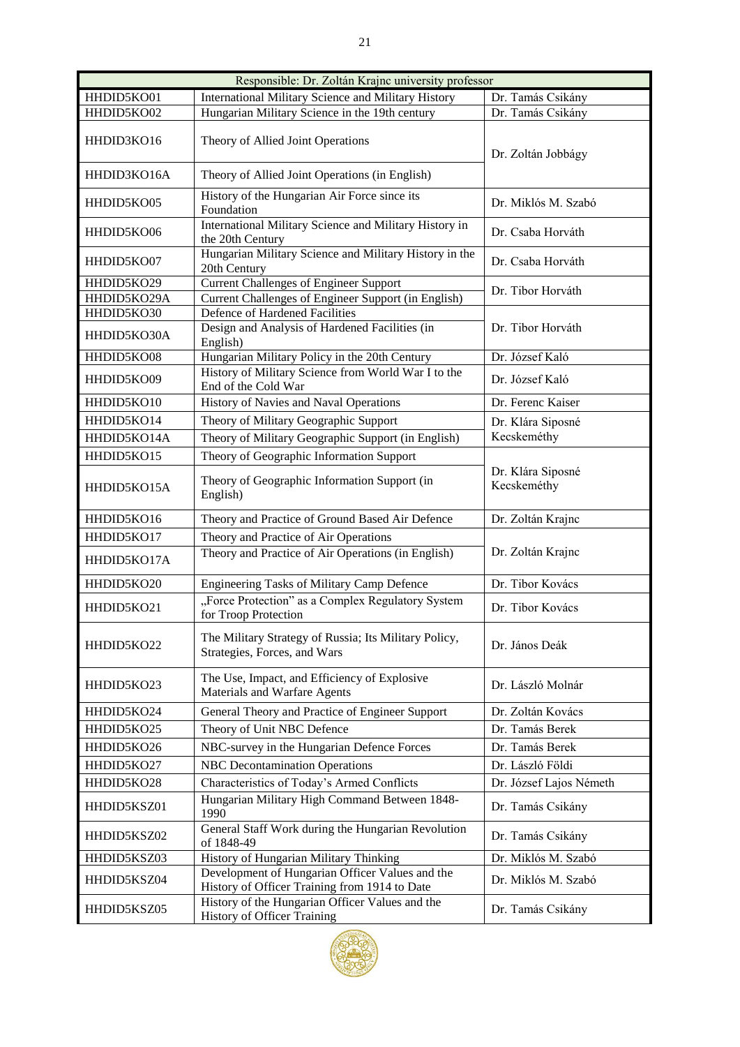| Responsible: Dr. Zoltán Krajnc university professor | | |
|---|---|---|
| HHDID5KO01 | International Military Science and Military History | Dr. Tamás Csikány |
| HHDID5KO02 | Hungarian Military Science in the 19th century | Dr. Tamás Csikány |
| HHDID3KO16 | Theory of Allied Joint Operations | Dr. Zoltán Jobbágy |
| HHDID3KO16A | Theory of Allied Joint Operations (in English) | |
| HHDID5KO05 | History of the Hungarian Air Force since its Foundation | Dr. Miklós M. Szabó |
| HHDID5KO06 | International Military Science and Military History in the 20th Century | Dr. Csaba Horváth |
| HHDID5KO07 | Hungarian Military Science and Military History in the 20th Century | Dr. Csaba Horváth |
| HHDID5KO29 | Current Challenges of Engineer Support | Dr. Tibor Horváth |
| HHDID5KO29A | Current Challenges of Engineer Support (in English) | |
| HHDID5KO30 | Defence of Hardened Facilities | Dr. Tibor Horváth |
| HHDID5KO30A | Design and Analysis of Hardened Facilities (in English) | |
| HHDID5KO08 | Hungarian Military Policy in the 20th Century | Dr. József Kaló |
| HHDID5KO09 | History of Military Science from World War I to the End of the Cold War | Dr. József Kaló |
| HHDID5KO10 | History of Navies and Naval Operations | Dr. Ferenc Kaiser |
| HHDID5KO14 | Theory of Military Geographic Support | Dr. Klára Siposné Kecskeméthy |
| HHDID5KO14A | Theory of Military Geographic Support (in English) | |
| HHDID5KO15 | Theory of Geographic Information Support | Dr. Klára Siposné Kecskeméthy |
| HHDID5KO15A | Theory of Geographic Information Support (in English) | |
| HHDID5KO16 | Theory and Practice of Ground Based Air Defence | Dr. Zoltán Krajnc |
| HHDID5KO17 | Theory and Practice of Air Operations | Dr. Zoltán Krajnc |
| HHDID5KO17A | Theory and Practice of Air Operations (in English) | |
| HHDID5KO20 | Engineering Tasks of Military Camp Defence | Dr. Tibor Kovács |
| HHDID5KO21 | „Force Protection" as a Complex Regulatory System for Troop Protection | Dr. Tibor Kovács |
| HHDID5KO22 | The Military Strategy of Russia; Its Military Policy, Strategies, Forces, and Wars | Dr. János Deák |
| HHDID5KO23 | The Use, Impact, and Efficiency of Explosive Materials and Warfare Agents | Dr. László Molnár |
| HHDID5KO24 | General Theory and Practice of Engineer Support | Dr. Zoltán Kovács |
| HHDID5KO25 | Theory of Unit NBC Defence | Dr. Tamás Berek |
| HHDID5KO26 | NBC-survey in the Hungarian Defence Forces | Dr. Tamás Berek |
| HHDID5KO27 | NBC Decontamination Operations | Dr. László Földi |
| HHDID5KO28 | Characteristics of Today's Armed Conflicts | Dr. József Lajos Németh |
| HHDID5KSZ01 | Hungarian Military High Command Between 1848-1990 | Dr. Tamás Csikány |
| HHDID5KSZ02 | General Staff Work during the Hungarian Revolution of 1848-49 | Dr. Tamás Csikány |
| HHDID5KSZ03 | History of Hungarian Military Thinking | Dr. Miklós M. Szabó |
| HHDID5KSZ04 | Development of Hungarian Officer Values and the History of Officer Training from 1914 to Date | Dr. Miklós M. Szabó |
| HHDID5KSZ05 | History of the Hungarian Officer Values and the History of Officer Training | Dr. Tamás Csikány |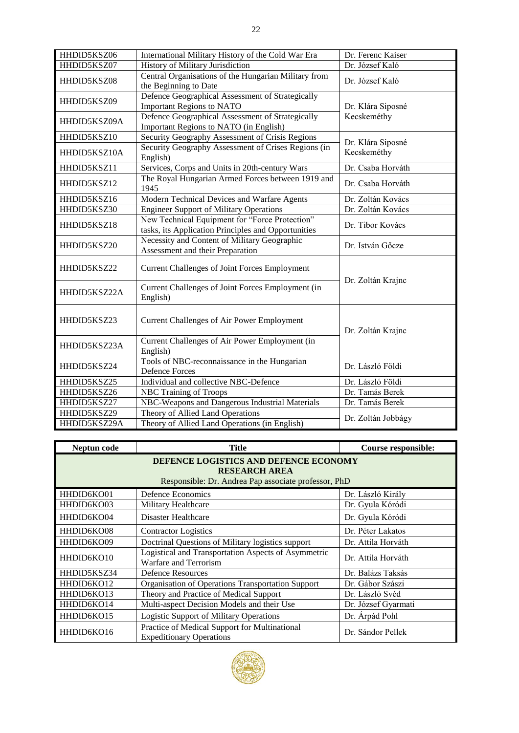| | | |
|---|---|---|
| HHDID5KSZ06 | International Military History of the Cold War Era | Dr. Ferenc Kaiser |
| HHDID5KSZ07 | History of Military Jurisdiction | Dr. József Kaló |
| HHDID5KSZ08 | Central Organisations of the Hungarian Military from the Beginning to Date | Dr. József Kaló |
| HHDID5KSZ09 | Defence Geographical Assessment of Strategically Important Regions to NATO | Dr. Klára Siposné Kecskeméthy |
| HHDID5KSZ09A | Defence Geographical Assessment of Strategically Important Regions to NATO (in English) | |
| HHDID5KSZ10 | Security Geography Assessment of Crisis Regions | Dr. Klára Siposné Kecskeméthy |
| HHDID5KSZ10A | Security Geography Assessment of Crises Regions (in English) | |
| HHDID5KSZ11 | Services, Corps and Units in 20th-century Wars | Dr. Csaba Horváth |
| HHDID5KSZ12 | The Royal Hungarian Armed Forces between 1919 and 1945 | Dr. Csaba Horváth |
| HHDID5KSZ16 | Modern Technical Devices and Warfare Agents | Dr. Zoltán Kovács |
| HHDID5KSZ30 | Engineer Support of Military Operations | Dr. Zoltán Kovács |
| HHDID5KSZ18 | New Technical Equipment for "Force Protection" tasks, its Application Principles and Opportunities | Dr. Tibor Kovács |
| HHDID5KSZ20 | Necessity and Content of Military Geographic Assessment and their Preparation | Dr. István Gőcze |
| HHDID5KSZ22 | Current Challenges of Joint Forces Employment | Dr. Zoltán Krajnc |
| HHDID5KSZ22A | Current Challenges of Joint Forces Employment (in English) | |
| HHDID5KSZ23 | Current Challenges of Air Power Employment | Dr. Zoltán Krajnc |
| HHDID5KSZ23A | Current Challenges of Air Power Employment (in English) | |
| HHDID5KSZ24 | Tools of NBC-reconnaissance in the Hungarian Defence Forces | Dr. László Földi |
| HHDID5KSZ25 | Individual and collective NBC-Defence | Dr. László Földi |
| HHDID5KSZ26 | NBC Training of Troops | Dr. Tamás Berek |
| HHDID5KSZ27 | NBC-Weapons and Dangerous Industrial Materials | Dr. Tamás Berek |
| HHDID5KSZ29 | Theory of Allied Land Operations | Dr. Zoltán Jobbágy |
| HHDID5KSZ29A | Theory of Allied Land Operations (in English) | |

| Neptun code | Title | Course responsible: |
|---|---|---|
| **DEFENCE LOGISTICS AND DEFENCE ECONOMY RESEARCH AREA** Responsible: Dr. Andrea Pap associate professor, PhD | | |
| HHDID6KO01 | Defence Economics | Dr. László Király |
| HHDID6KO03 | Military Healthcare | Dr. Gyula Kóródi |
| HHDID6KO04 | Disaster Healthcare | Dr. Gyula Kóródi |
| HHDID6KO08 | Contractor Logistics | Dr. Péter Lakatos |
| HHDID6KO09 | Doctrinal Questions of Military logistics support | Dr. Attila Horváth |
| HHDID6KO10 | Logistical and Transportation Aspects of Asymmetric Warfare and Terrorism | Dr. Attila Horváth |
| HHDID5KSZ34 | Defence Resources | Dr. Balázs Taksás |
| HHDID6KO12 | Organisation of Operations Transportation Support | Dr. Gábor Szászi |
| HHDID6KO13 | Theory and Practice of Medical Support | Dr. László Svéd |
| HHDID6KO14 | Multi-aspect Decision Models and their Use | Dr. József Gyarmati |
| HHDID6KO15 | Logistic Support of Military Operations | Dr. Árpád Pohl |
| HHDID6KO16 | Practice of Medical Support for Multinational Expeditionary Operations | Dr. Sándor Pellek |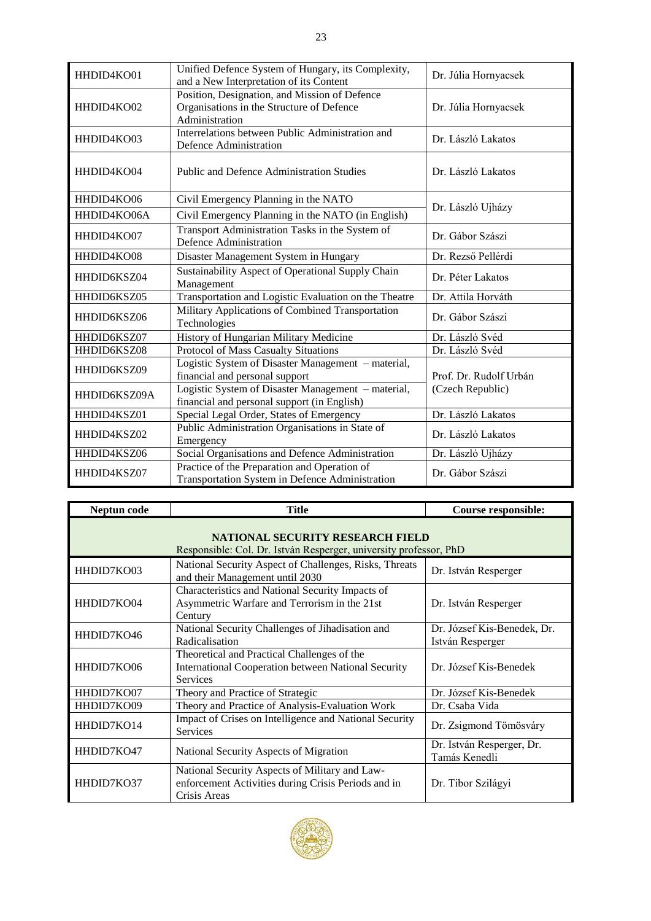| | | |
|---|---|---|
| HHDID4KO01 | Unified Defence System of Hungary, its Complexity, and a New Interpretation of its Content | Dr. Júlia Hornyacsek |
| HHDID4KO02 | Position, Designation, and Mission of Defence Organisations in the Structure of Defence Administration | Dr. Júlia Hornyacsek |
| HHDID4KO03 | Interrelations between Public Administration and Defence Administration | Dr. László Lakatos |
| HHDID4KO04 | Public and Defence Administration Studies | Dr. László Lakatos |
| HHDID4KO06 | Civil Emergency Planning in the NATO | Dr. László Ujházy |
| HHDID4KO06A | Civil Emergency Planning in the NATO (in English) | |
| HHDID4KO07 | Transport Administration Tasks in the System of Defence Administration | Dr. Gábor Szászi |
| HHDID4KO08 | Disaster Management System in Hungary | Dr. Rezső Pellérdi |
| HHDID6KSZ04 | Sustainability Aspect of Operational Supply Chain Management | Dr. Péter Lakatos |
| HHDID6KSZ05 | Transportation and Logistic Evaluation on the Theatre | Dr. Attila Horváth |
| HHDID6KSZ06 | Military Applications of Combined Transportation Technologies | Dr. Gábor Szászi |
| HHDID6KSZ07 | History of Hungarian Military Medicine | Dr. László Svéd |
| HHDID6KSZ08 | Protocol of Mass Casualty Situations | Dr. László Svéd |
| HHDID6KSZ09 | Logistic System of Disaster Management – material, financial and personal support | Prof. Dr. Rudolf Urbán (Czech Republic) |
| HHDID6KSZ09A | Logistic System of Disaster Management – material, financial and personal support (in English) | |
| HHDID4KSZ01 | Special Legal Order, States of Emergency | Dr. László Lakatos |
| HHDID4KSZ02 | Public Administration Organisations in State of Emergency | Dr. László Lakatos |
| HHDID4KSZ06 | Social Organisations and Defence Administration | Dr. László Ujházy |
| HHDID4KSZ07 | Practice of the Preparation and Operation of Transportation System in Defence Administration | Dr. Gábor Szászi |

| Neptun code | Title | Course responsible: |
|---|---|---|
| | **NATIONAL SECURITY RESEARCH FIELD** Responsible: Col. Dr. István Resperger, university professor, PhD | |
| HHDID7KO03 | National Security Aspect of Challenges, Risks, Threats and their Management until 2030 | Dr. István Resperger |
| HHDID7KO04 | Characteristics and National Security Impacts of Asymmetric Warfare and Terrorism in the 21st Century | Dr. István Resperger |
| HHDID7KO46 | National Security Challenges of Jihadisation and Radicalisation | Dr. József Kis-Benedek, Dr. István Resperger |
| HHDID7KO06 | Theoretical and Practical Challenges of the International Cooperation between National Security Services | Dr. József Kis-Benedek |
| HHDID7KO07 | Theory and Practice of Strategic | Dr. József Kis-Benedek |
| HHDID7KO09 | Theory and Practice of Analysis-Evaluation Work | Dr. Csaba Vida |
| HHDID7KO14 | Impact of Crises on Intelligence and National Security Services | Dr. Zsigmond Tömösváry |
| HHDID7KO47 | National Security Aspects of Migration | Dr. István Resperger, Dr. Tamás Kenedli |
| HHDID7KO37 | National Security Aspects of Military and Law-enforcement Activities during Crisis Periods and in Crisis Areas | Dr. Tibor Szilágyi |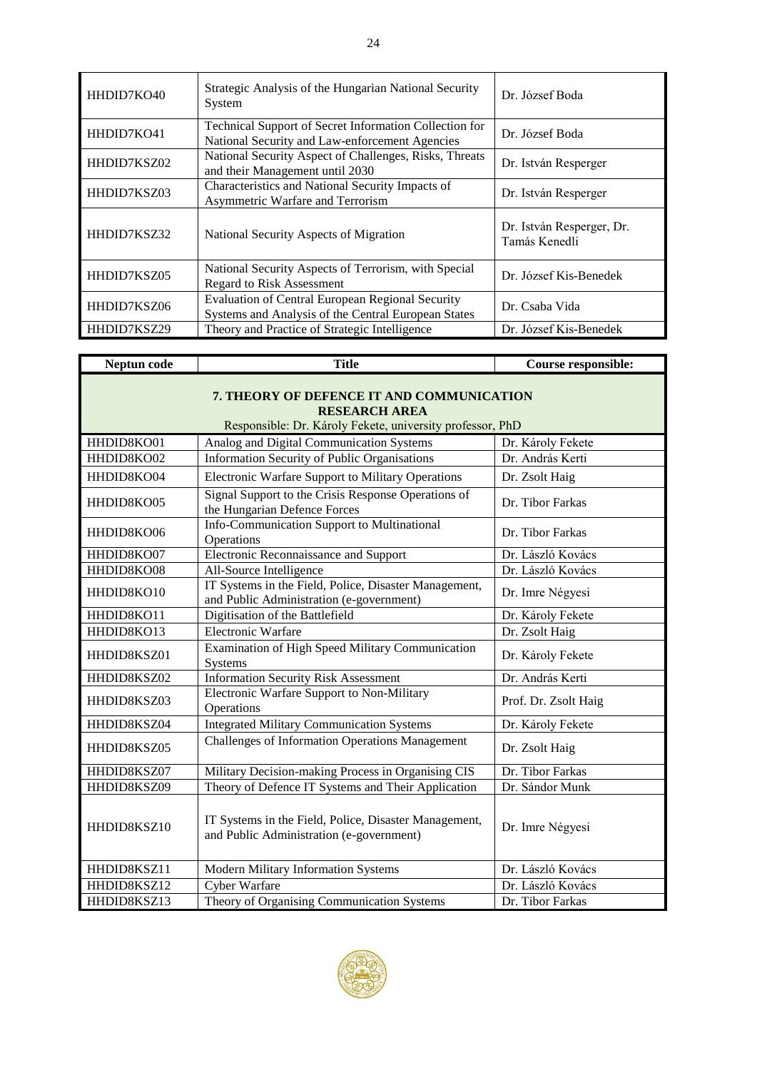| | | |
|---|---|---|
| HHDID7KO40 | Strategic Analysis of the Hungarian National Security System | Dr. József Boda |
| HHDID7KO41 | Technical Support of Secret Information Collection for National Security and Law-enforcement Agencies | Dr. József Boda |
| HHDID7KSZ02 | National Security Aspect of Challenges, Risks, Threats and their Management until 2030 | Dr. István Resperger |
| HHDID7KSZ03 | Characteristics and National Security Impacts of Asymmetric Warfare and Terrorism | Dr. István Resperger |
| HHDID7KSZ32 | National Security Aspects of Migration | Dr. István Resperger, Dr. Tamás Kenedli |
| HHDID7KSZ05 | National Security Aspects of Terrorism, with Special Regard to Risk Assessment | Dr. József Kis-Benedek |
| HHDID7KSZ06 | Evaluation of Central European Regional Security Systems and Analysis of the Central European States | Dr. Csaba Vida |
| HHDID7KSZ29 | Theory and Practice of Strategic Intelligence | Dr. József Kis-Benedek |

| **Neptun code** | **Title** | **Course responsible:** |
|---|---|---|
| **7. THEORY OF DEFENCE IT AND COMMUNICATION RESEARCH AREA** Responsible: Dr. Károly Fekete, university professor, PhD | | |
| HHDID8KO01 | Analog and Digital Communication Systems | Dr. Károly Fekete |
| HHDID8KO02 | Information Security of Public Organisations | Dr. András Kerti |
| HHDID8KO04 | Electronic Warfare Support to Military Operations | Dr. Zsolt Haig |
| HHDID8KO05 | Signal Support to the Crisis Response Operations of the Hungarian Defence Forces | Dr. Tibor Farkas |
| HHDID8KO06 | Info-Communication Support to Multinational Operations | Dr. Tibor Farkas |
| HHDID8KO07 | Electronic Reconnaissance and Support | Dr. László Kovács |
| HHDID8KO08 | All-Source Intelligence | Dr. László Kovács |
| HHDID8KO10 | IT Systems in the Field, Police, Disaster Management, and Public Administration (e-government) | Dr. Imre Négyesi |
| HHDID8KO11 | Digitisation of the Battlefield | Dr. Károly Fekete |
| HHDID8KO13 | Electronic Warfare | Dr. Zsolt Haig |
| HHDID8KSZ01 | Examination of High Speed Military Communication Systems | Dr. Károly Fekete |
| HHDID8KSZ02 | Information Security Risk Assessment | Dr. András Kerti |
| HHDID8KSZ03 | Electronic Warfare Support to Non-Military Operations | Prof. Dr. Zsolt Haig |
| HHDID8KSZ04 | Integrated Military Communication Systems | Dr. Károly Fekete |
| HHDID8KSZ05 | Challenges of Information Operations Management | Dr. Zsolt Haig |
| HHDID8KSZ07 | Military Decision-making Process in Organising CIS | Dr. Tibor Farkas |
| HHDID8KSZ09 | Theory of Defence IT Systems and Their Application | Dr. Sándor Munk |
| HHDID8KSZ10 | IT Systems in the Field, Police, Disaster Management, and Public Administration (e-government) | Dr. Imre Négyesi |
| HHDID8KSZ11 | Modern Military Information Systems | Dr. László Kovács |
| HHDID8KSZ12 | Cyber Warfare | Dr. László Kovács |
| HHDID8KSZ13 | Theory of Organising Communication Systems | Dr. Tibor Farkas |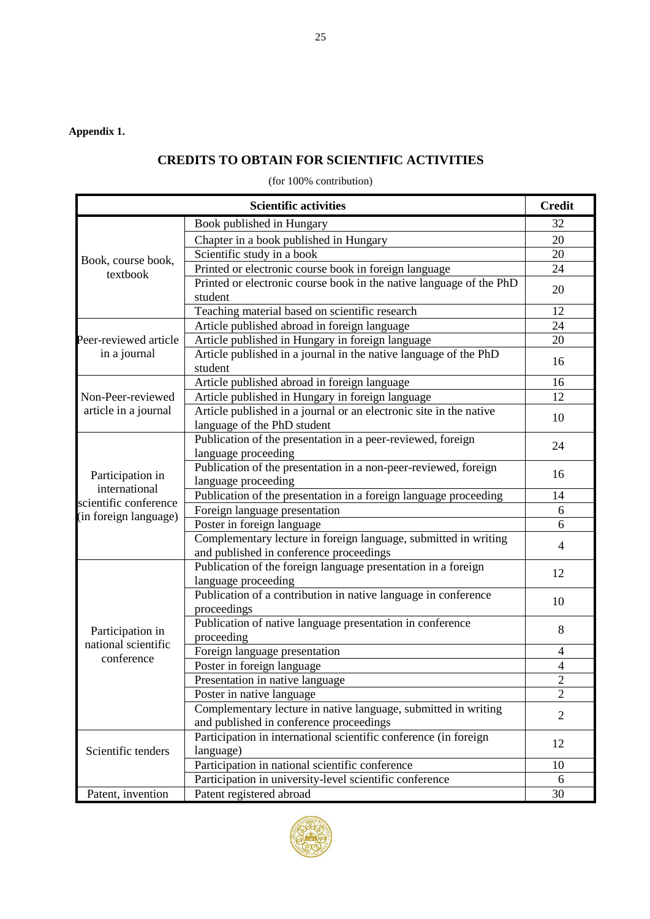**Appendix 1.**

## CREDITS TO OBTAIN FOR SCIENTIFIC ACTIVITIES

(for 100% contribution)

| Scientific activities | | Credit |
|---|---|---|
| Book, course book, textbook | Book published in Hungary | 32 |
| | Chapter in a book published in Hungary | 20 |
| | Scientific study in a book | 20 |
| | Printed or electronic course book in foreign language | 24 |
| | Printed or electronic course book in the native language of the PhD student | 20 |
| | Teaching material based on scientific research | 12 |
| Peer-reviewed article in a journal | Article published abroad in foreign language | 24 |
| | Article published in Hungary in foreign language | 20 |
| | Article published in a journal in the native language of the PhD student | 16 |
| Non-Peer-reviewed article in a journal | Article published abroad in foreign language | 16 |
| | Article published in Hungary in foreign language | 12 |
| | Article published in a journal or an electronic site in the native language of the PhD student | 10 |
| Participation in international scientific conference (in foreign language) | Publication of the presentation in a peer-reviewed, foreign language proceeding | 24 |
| | Publication of the presentation in a non-peer-reviewed, foreign language proceeding | 16 |
| | Publication of the presentation in a foreign language proceeding | 14 |
| | Foreign language presentation | 6 |
| | Poster in foreign language | 6 |
| | Complementary lecture in foreign language, submitted in writing and published in conference proceedings | 4 |
| Participation in national scientific conference | Publication of the foreign language presentation in a foreign language proceeding | 12 |
| | Publication of a contribution in native language in conference proceedings | 10 |
| | Publication of native language presentation in conference proceeding | 8 |
| | Foreign language presentation | 4 |
| | Poster in foreign language | 4 |
| | Presentation in native language | 2 |
| | Poster in native language | 2 |
| | Complementary lecture in native language, submitted in writing and published in conference proceedings | 2 |
| Scientific tenders | Participation in international scientific conference (in foreign language) | 12 |
| | Participation in national scientific conference | 10 |
| | Participation in university-level scientific conference | 6 |
| Patent, invention | Patent registered abroad | 30 |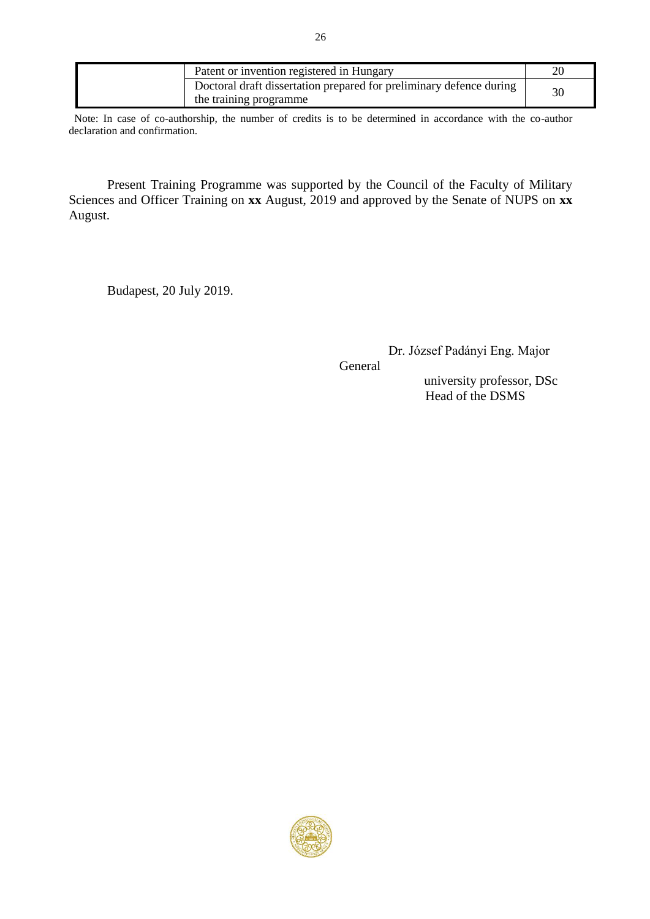| | | |
|---|---|---|
| | Patent or invention registered in Hungary | 20 |
| | Doctoral draft dissertation prepared for preliminary defence during the training programme | 30 |

Note: In case of co-authorship, the number of credits is to be determined in accordance with the co-author declaration and confirmation.

Present Training Programme was supported by the Council of the Faculty of Military Sciences and Officer Training on **xx** August, 2019 and approved by the Senate of NUPS on **xx** August.

Budapest, 20 July 2019.

Dr. József Padányi Eng. Major General
university professor, DSc
Head of the DSMS